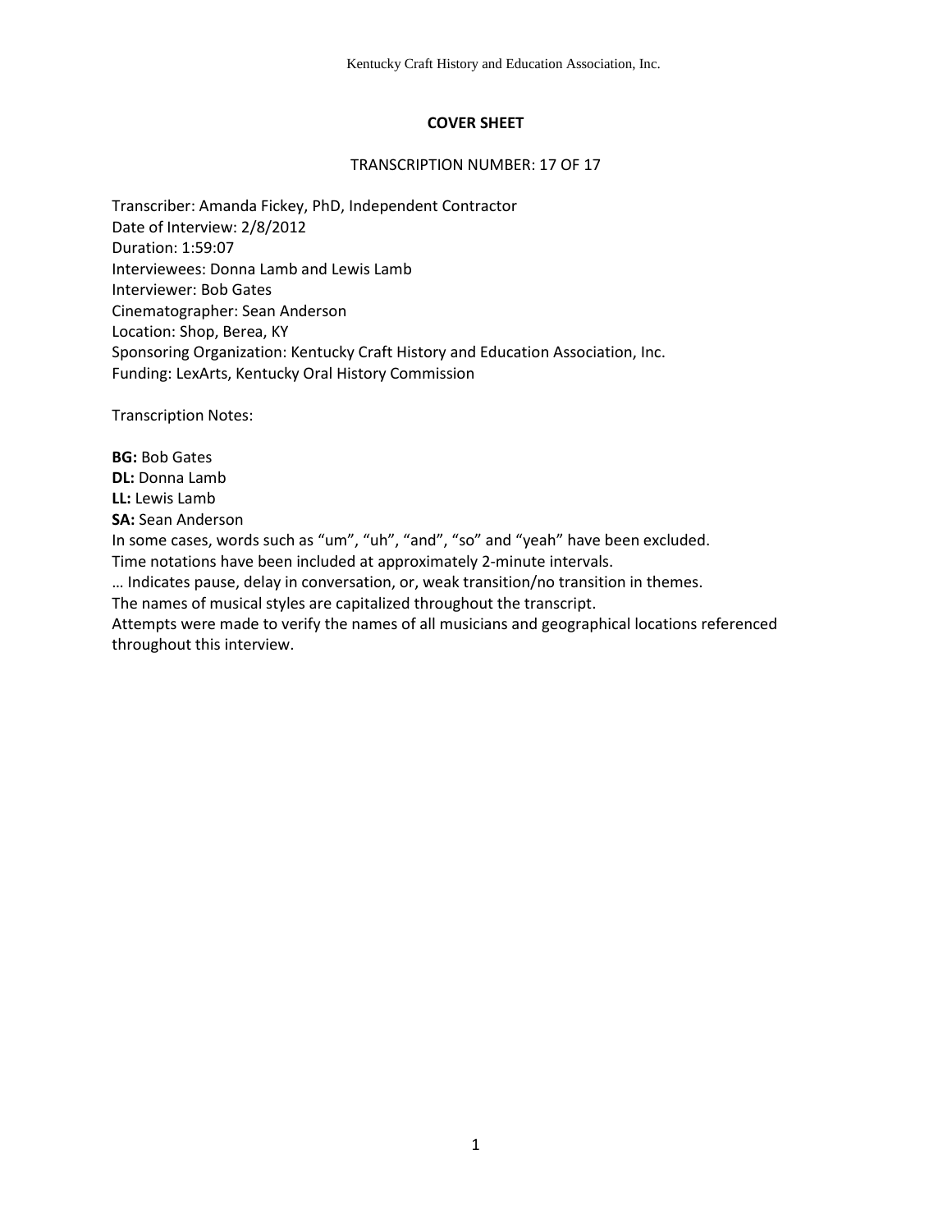# COVER SHEET

TRANSCRIPTION NUMBER: 17 OF 17

Transcriber: Amanda Fickey, PhD, Independent Contractor
Date of Interview: 2/8/2012
Duration: 1:59:07
Interviewees: Donna Lamb and Lewis Lamb
Interviewer: Bob Gates
Cinematographer: Sean Anderson
Location: Shop, Berea, KY
Sponsoring Organization: Kentucky Craft History and Education Association, Inc.
Funding: LexArts, Kentucky Oral History Commission

Transcription Notes:

**BG:** Bob Gates
**DL:** Donna Lamb
**LL:** Lewis Lamb
**SA:** Sean Anderson
In some cases, words such as "um", "uh", "and", "so" and "yeah" have been excluded.
Time notations have been included at approximately 2-minute intervals.
… Indicates pause, delay in conversation, or, weak transition/no transition in themes.
The names of musical styles are capitalized throughout the transcript.
Attempts were made to verify the names of all musicians and geographical locations referenced throughout this interview.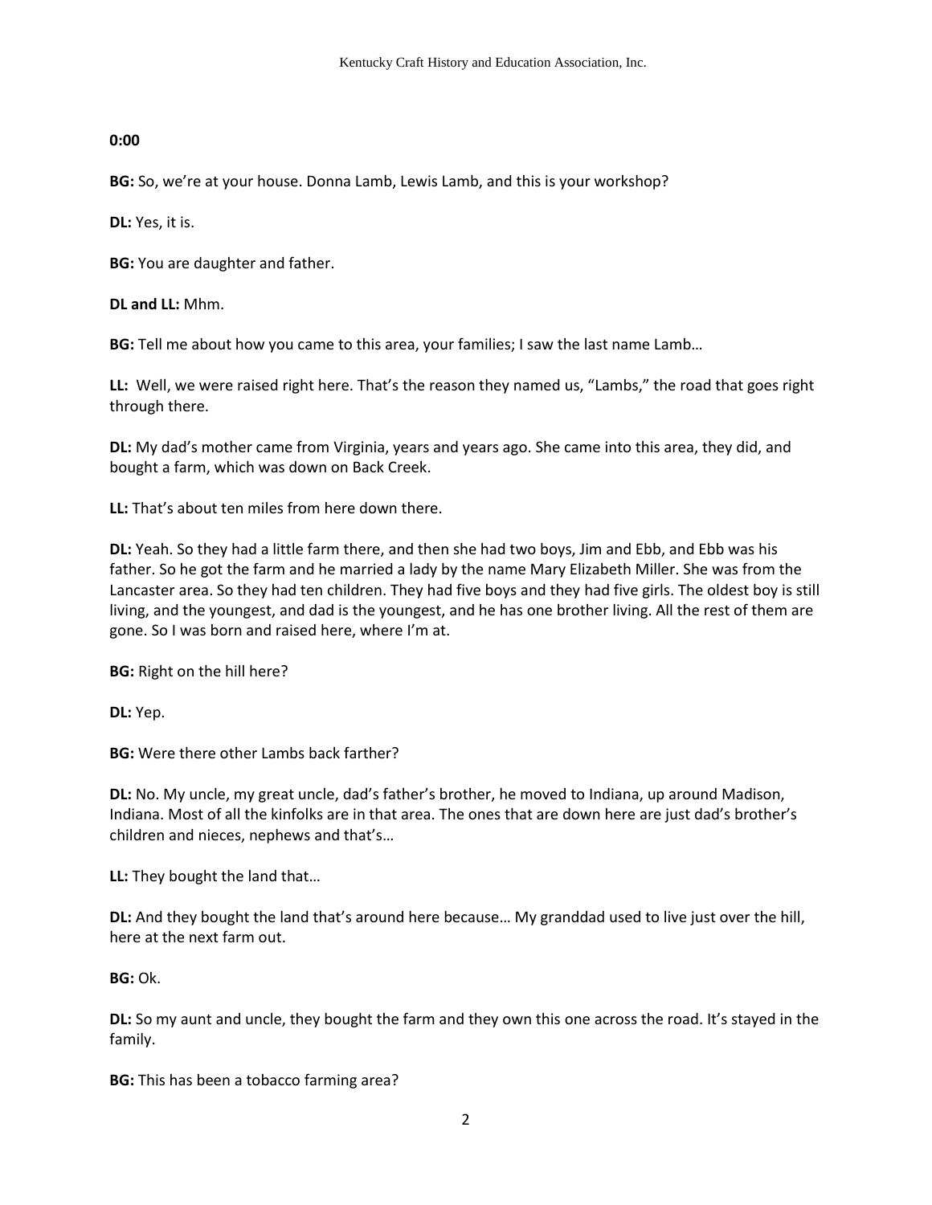**0:00**

**BG:** So, we're at your house. Donna Lamb, Lewis Lamb, and this is your workshop?

**DL:** Yes, it is.

**BG:** You are daughter and father.

**DL and LL:** Mhm.

**BG:** Tell me about how you came to this area, your families; I saw the last name Lamb…

**LL:** Well, we were raised right here. That's the reason they named us, "Lambs," the road that goes right through there.

**DL:** My dad's mother came from Virginia, years and years ago. She came into this area, they did, and bought a farm, which was down on Back Creek.

**LL:** That's about ten miles from here down there.

**DL:** Yeah. So they had a little farm there, and then she had two boys, Jim and Ebb, and Ebb was his father. So he got the farm and he married a lady by the name Mary Elizabeth Miller. She was from the Lancaster area. So they had ten children. They had five boys and they had five girls. The oldest boy is still living, and the youngest, and dad is the youngest, and he has one brother living. All the rest of them are gone. So I was born and raised here, where I'm at.

**BG:** Right on the hill here?

**DL:** Yep.

**BG:** Were there other Lambs back farther?

**DL:** No. My uncle, my great uncle, dad's father's brother, he moved to Indiana, up around Madison, Indiana. Most of all the kinfolks are in that area. The ones that are down here are just dad's brother's children and nieces, nephews and that's…

**LL:** They bought the land that…

**DL:** And they bought the land that's around here because… My granddad used to live just over the hill, here at the next farm out.

**BG:** Ok.

**DL:** So my aunt and uncle, they bought the farm and they own this one across the road. It's stayed in the family.

**BG:** This has been a tobacco farming area?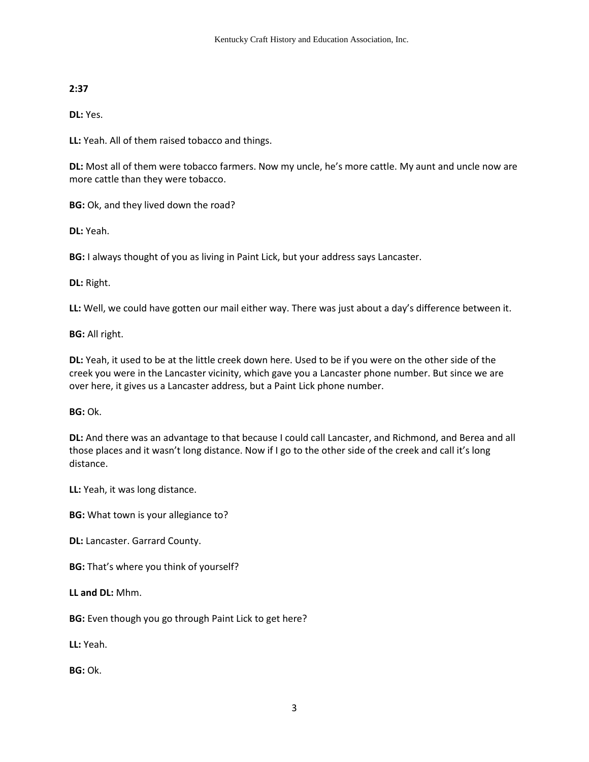**2:37**

**DL:** Yes.

**LL:** Yeah. All of them raised tobacco and things.

**DL:** Most all of them were tobacco farmers. Now my uncle, he's more cattle. My aunt and uncle now are more cattle than they were tobacco.

**BG:** Ok, and they lived down the road?

**DL:** Yeah.

**BG:** I always thought of you as living in Paint Lick, but your address says Lancaster.

**DL:** Right.

**LL:** Well, we could have gotten our mail either way. There was just about a day's difference between it.

**BG:** All right.

**DL:** Yeah, it used to be at the little creek down here. Used to be if you were on the other side of the creek you were in the Lancaster vicinity, which gave you a Lancaster phone number. But since we are over here, it gives us a Lancaster address, but a Paint Lick phone number.

**BG:** Ok.

**DL:** And there was an advantage to that because I could call Lancaster, and Richmond, and Berea and all those places and it wasn't long distance. Now if I go to the other side of the creek and call it's long distance.

**LL:** Yeah, it was long distance.

**BG:** What town is your allegiance to?

**DL:** Lancaster. Garrard County.

**BG:** That's where you think of yourself?

**LL and DL:** Mhm.

**BG:** Even though you go through Paint Lick to get here?

**LL:** Yeah.

**BG:** Ok.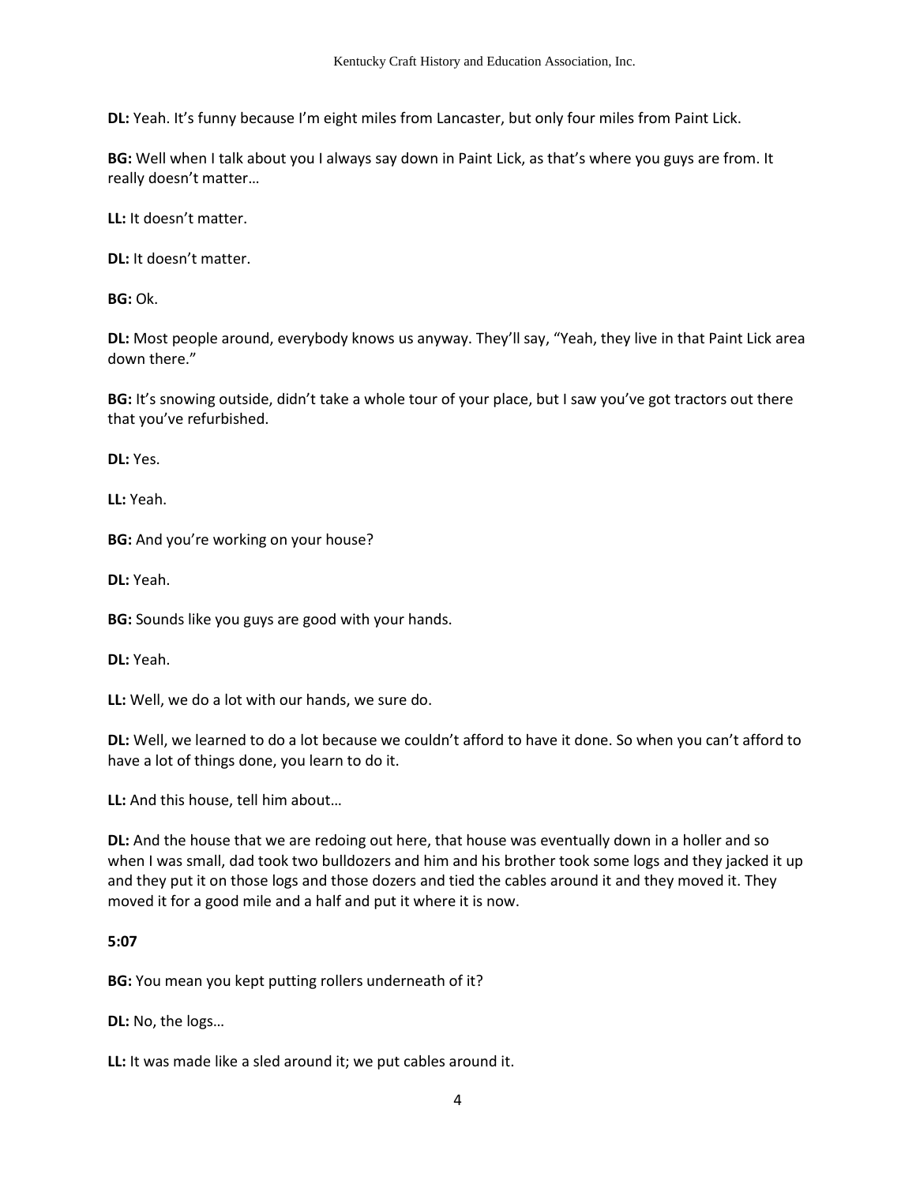**DL:** Yeah. It's funny because I'm eight miles from Lancaster, but only four miles from Paint Lick.

**BG:** Well when I talk about you I always say down in Paint Lick, as that's where you guys are from. It really doesn't matter…

**LL:** It doesn't matter.

**DL:** It doesn't matter.

**BG:** Ok.

**DL:** Most people around, everybody knows us anyway. They'll say, "Yeah, they live in that Paint Lick area down there."

**BG:** It's snowing outside, didn't take a whole tour of your place, but I saw you've got tractors out there that you've refurbished.

**DL:** Yes.

**LL:** Yeah.

**BG:** And you're working on your house?

**DL:** Yeah.

**BG:** Sounds like you guys are good with your hands.

**DL:** Yeah.

**LL:** Well, we do a lot with our hands, we sure do.

**DL:** Well, we learned to do a lot because we couldn't afford to have it done. So when you can't afford to have a lot of things done, you learn to do it.

**LL:** And this house, tell him about…

**DL:** And the house that we are redoing out here, that house was eventually down in a holler and so when I was small, dad took two bulldozers and him and his brother took some logs and they jacked it up and they put it on those logs and those dozers and tied the cables around it and they moved it. They moved it for a good mile and a half and put it where it is now.

**5:07**

**BG:** You mean you kept putting rollers underneath of it?

**DL:** No, the logs…

**LL:** It was made like a sled around it; we put cables around it.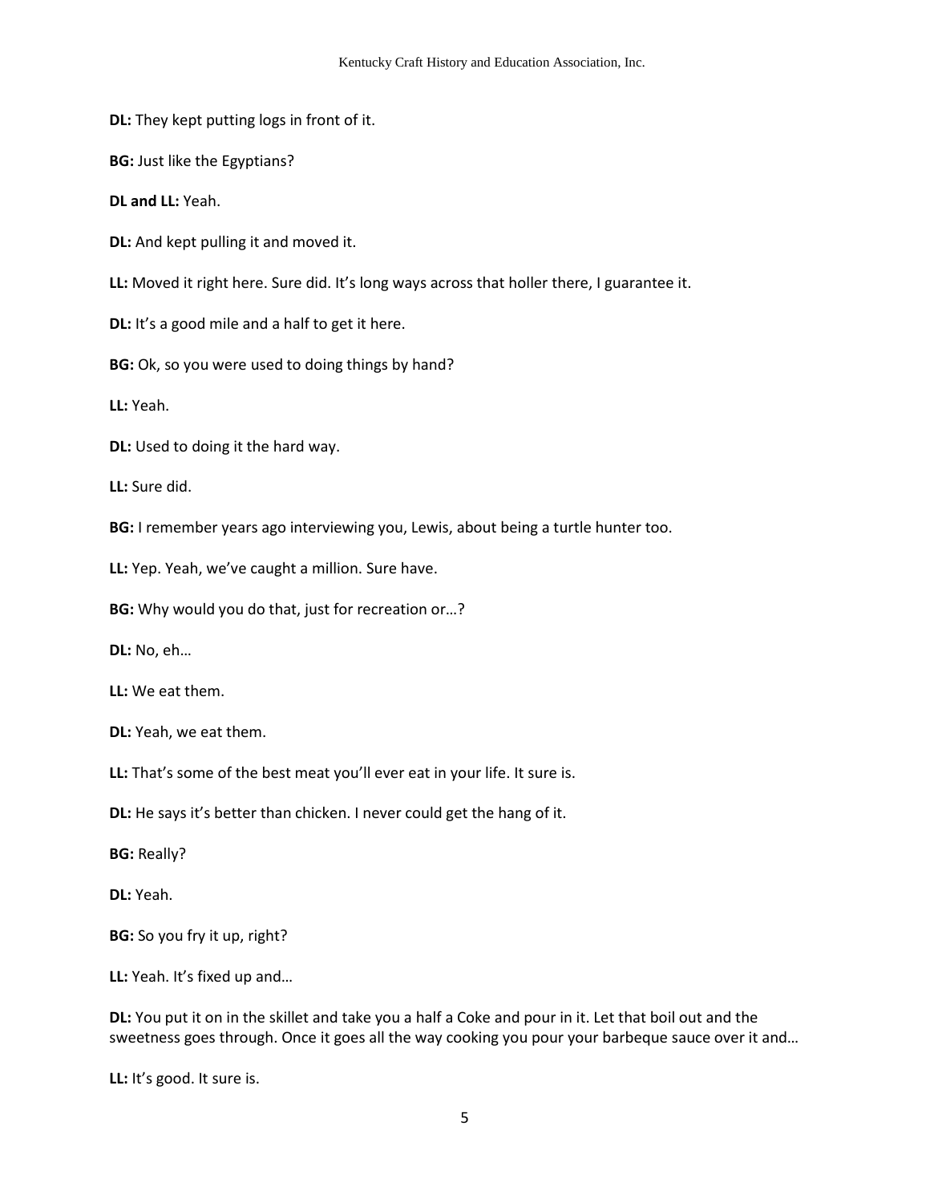**DL:** They kept putting logs in front of it.

**BG:** Just like the Egyptians?

**DL and LL:** Yeah.

**DL:** And kept pulling it and moved it.

**LL:** Moved it right here. Sure did. It's long ways across that holler there, I guarantee it.

**DL:** It's a good mile and a half to get it here.

**BG:** Ok, so you were used to doing things by hand?

**LL:** Yeah.

**DL:** Used to doing it the hard way.

**LL:** Sure did.

**BG:** I remember years ago interviewing you, Lewis, about being a turtle hunter too.

**LL:** Yep. Yeah, we've caught a million. Sure have.

**BG:** Why would you do that, just for recreation or…?

**DL:** No, eh…

**LL:** We eat them.

**DL:** Yeah, we eat them.

**LL:** That's some of the best meat you'll ever eat in your life. It sure is.

**DL:** He says it's better than chicken. I never could get the hang of it.

**BG:** Really?

**DL:** Yeah.

**BG:** So you fry it up, right?

**LL:** Yeah. It's fixed up and…

**DL:** You put it on in the skillet and take you a half a Coke and pour in it. Let that boil out and the sweetness goes through. Once it goes all the way cooking you pour your barbeque sauce over it and…

**LL:** It's good. It sure is.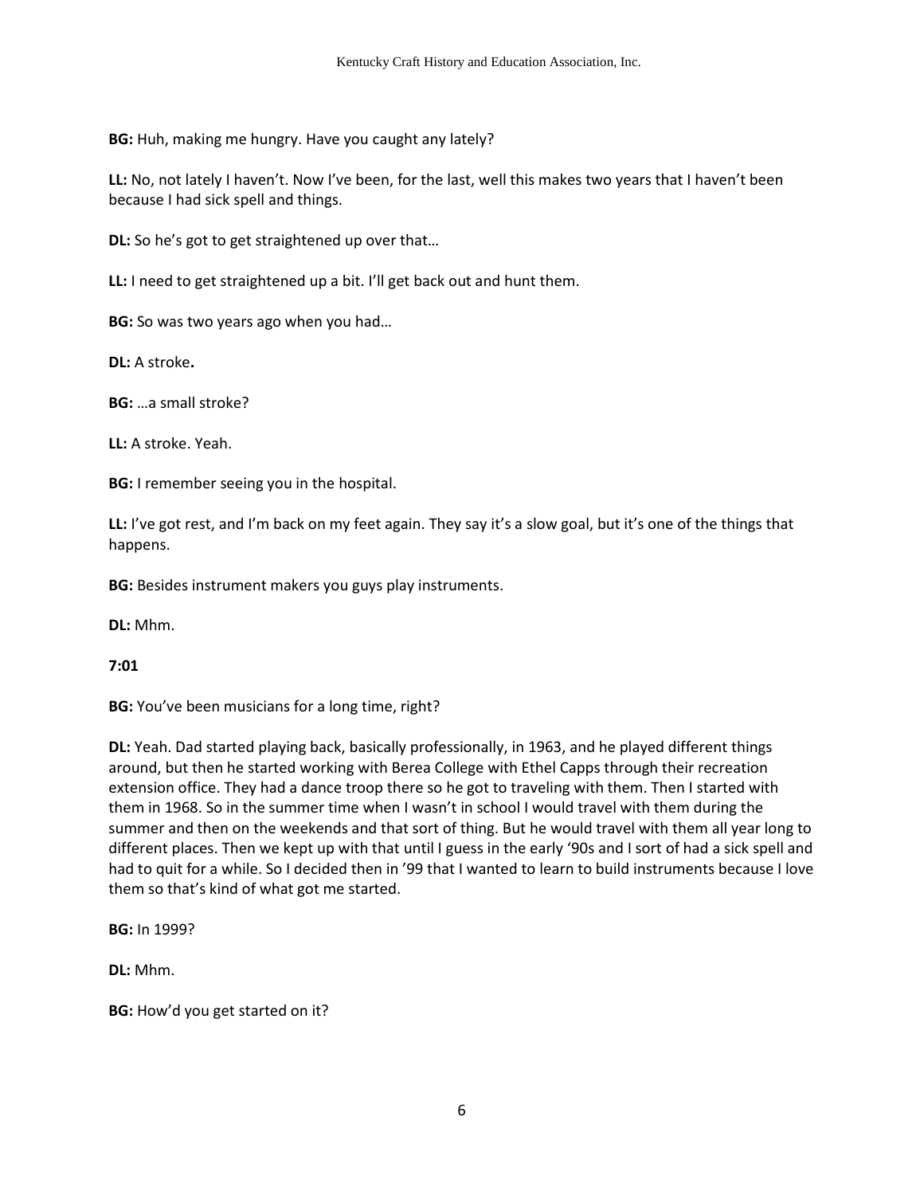**BG:** Huh, making me hungry. Have you caught any lately?

**LL:** No, not lately I haven't. Now I've been, for the last, well this makes two years that I haven't been because I had sick spell and things.

**DL:** So he's got to get straightened up over that…

**LL:** I need to get straightened up a bit. I'll get back out and hunt them.

**BG:** So was two years ago when you had…

**DL:** A stroke**.**

**BG:** …a small stroke?

**LL:** A stroke. Yeah.

**BG:** I remember seeing you in the hospital.

**LL:** I've got rest, and I'm back on my feet again. They say it's a slow goal, but it's one of the things that happens.

**BG:** Besides instrument makers you guys play instruments.

**DL:** Mhm.

**7:01**

**BG:** You've been musicians for a long time, right?

**DL:** Yeah. Dad started playing back, basically professionally, in 1963, and he played different things around, but then he started working with Berea College with Ethel Capps through their recreation extension office. They had a dance troop there so he got to traveling with them. Then I started with them in 1968. So in the summer time when I wasn't in school I would travel with them during the summer and then on the weekends and that sort of thing. But he would travel with them all year long to different places. Then we kept up with that until I guess in the early '90s and I sort of had a sick spell and had to quit for a while. So I decided then in '99 that I wanted to learn to build instruments because I love them so that's kind of what got me started.

**BG:** In 1999?

**DL:** Mhm.

**BG:** How'd you get started on it?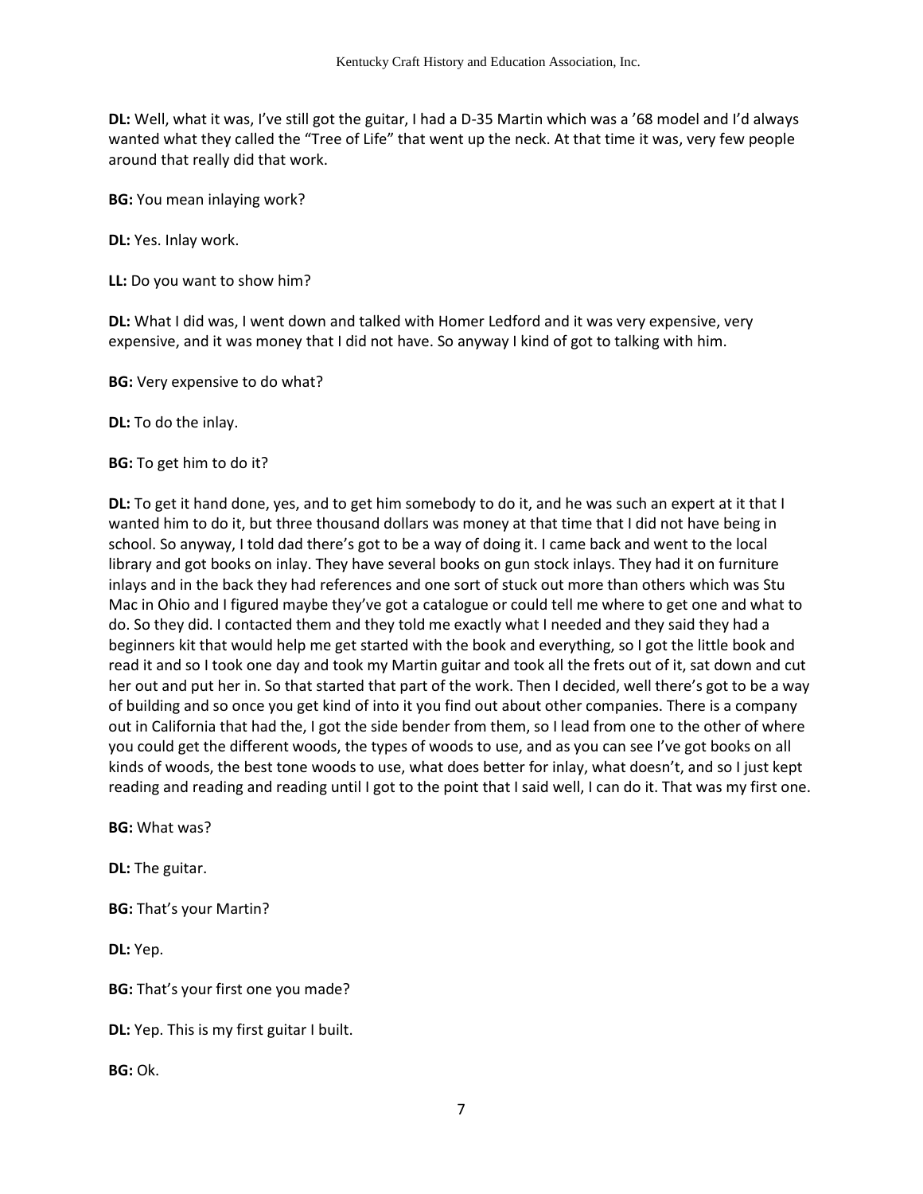**DL:** Well, what it was, I've still got the guitar, I had a D-35 Martin which was a '68 model and I'd always wanted what they called the "Tree of Life" that went up the neck. At that time it was, very few people around that really did that work.

**BG:** You mean inlaying work?

**DL:** Yes. Inlay work.

**LL:** Do you want to show him?

**DL:** What I did was, I went down and talked with Homer Ledford and it was very expensive, very expensive, and it was money that I did not have. So anyway I kind of got to talking with him.

**BG:** Very expensive to do what?

**DL:** To do the inlay.

**BG:** To get him to do it?

**DL:** To get it hand done, yes, and to get him somebody to do it, and he was such an expert at it that I wanted him to do it, but three thousand dollars was money at that time that I did not have being in school. So anyway, I told dad there's got to be a way of doing it. I came back and went to the local library and got books on inlay. They have several books on gun stock inlays. They had it on furniture inlays and in the back they had references and one sort of stuck out more than others which was Stu Mac in Ohio and I figured maybe they've got a catalogue or could tell me where to get one and what to do. So they did. I contacted them and they told me exactly what I needed and they said they had a beginners kit that would help me get started with the book and everything, so I got the little book and read it and so I took one day and took my Martin guitar and took all the frets out of it, sat down and cut her out and put her in. So that started that part of the work. Then I decided, well there's got to be a way of building and so once you get kind of into it you find out about other companies. There is a company out in California that had the, I got the side bender from them, so I lead from one to the other of where you could get the different woods, the types of woods to use, and as you can see I've got books on all kinds of woods, the best tone woods to use, what does better for inlay, what doesn't, and so I just kept reading and reading and reading until I got to the point that I said well, I can do it. That was my first one.

**BG:** What was?

**DL:** The guitar.

**BG:** That's your Martin?

**DL:** Yep.

**BG:** That's your first one you made?

**DL:** Yep. This is my first guitar I built.

**BG:** Ok.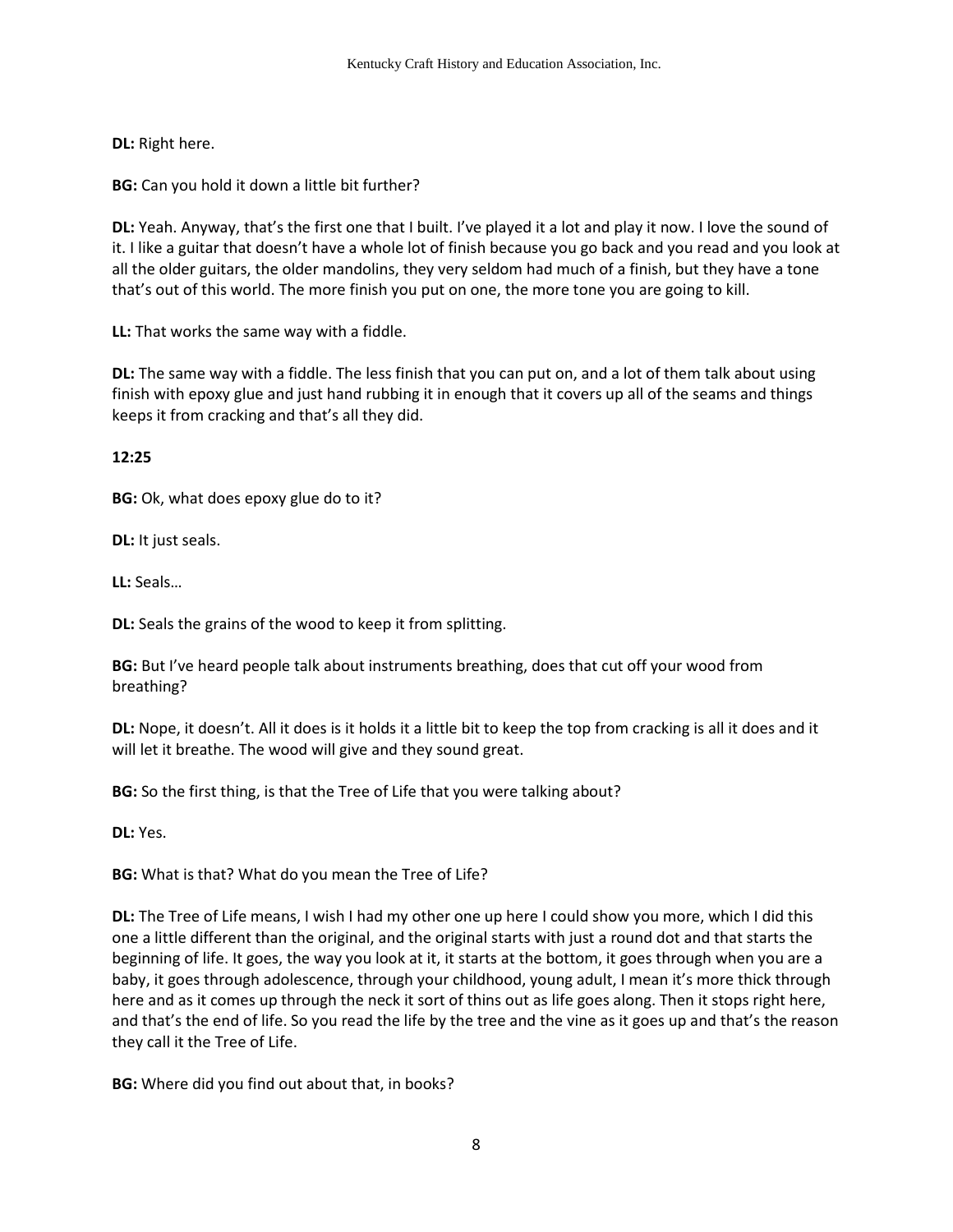**DL:** Right here.

**BG:** Can you hold it down a little bit further?

**DL:** Yeah. Anyway, that's the first one that I built. I've played it a lot and play it now. I love the sound of it. I like a guitar that doesn't have a whole lot of finish because you go back and you read and you look at all the older guitars, the older mandolins, they very seldom had much of a finish, but they have a tone that's out of this world. The more finish you put on one, the more tone you are going to kill.

**LL:** That works the same way with a fiddle.

**DL:** The same way with a fiddle. The less finish that you can put on, and a lot of them talk about using finish with epoxy glue and just hand rubbing it in enough that it covers up all of the seams and things keeps it from cracking and that's all they did.

**12:25**

**BG:** Ok, what does epoxy glue do to it?

**DL:** It just seals.

**LL:** Seals…

**DL:** Seals the grains of the wood to keep it from splitting.

**BG:** But I've heard people talk about instruments breathing, does that cut off your wood from breathing?

**DL:** Nope, it doesn't. All it does is it holds it a little bit to keep the top from cracking is all it does and it will let it breathe. The wood will give and they sound great.

**BG:** So the first thing, is that the Tree of Life that you were talking about?

**DL:** Yes.

**BG:** What is that? What do you mean the Tree of Life?

**DL:** The Tree of Life means, I wish I had my other one up here I could show you more, which I did this one a little different than the original, and the original starts with just a round dot and that starts the beginning of life. It goes, the way you look at it, it starts at the bottom, it goes through when you are a baby, it goes through adolescence, through your childhood, young adult, I mean it's more thick through here and as it comes up through the neck it sort of thins out as life goes along. Then it stops right here, and that's the end of life. So you read the life by the tree and the vine as it goes up and that's the reason they call it the Tree of Life.

**BG:** Where did you find out about that, in books?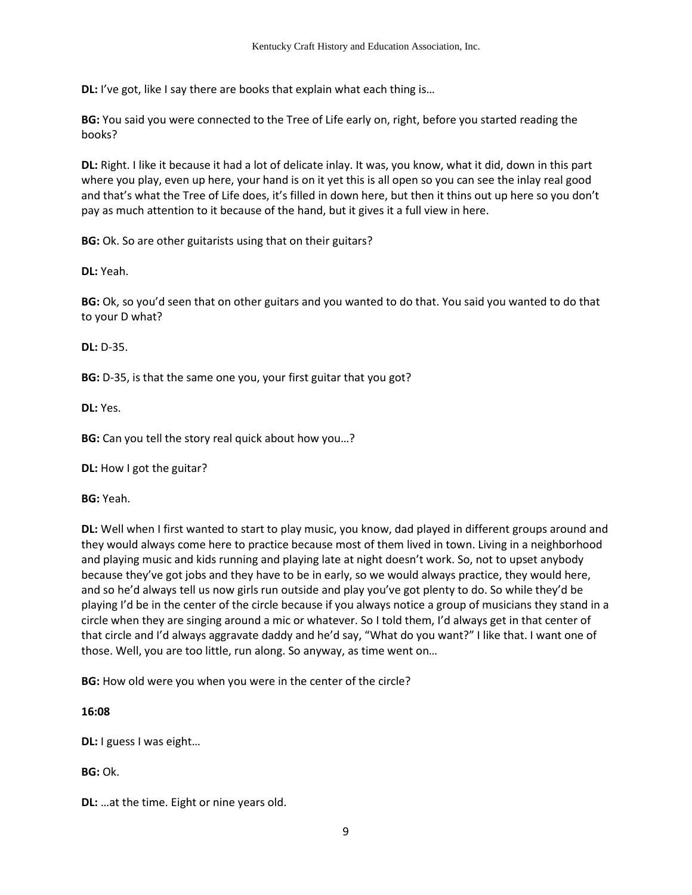**DL:** I've got, like I say there are books that explain what each thing is…

**BG:** You said you were connected to the Tree of Life early on, right, before you started reading the books?

**DL:** Right. I like it because it had a lot of delicate inlay. It was, you know, what it did, down in this part where you play, even up here, your hand is on it yet this is all open so you can see the inlay real good and that's what the Tree of Life does, it's filled in down here, but then it thins out up here so you don't pay as much attention to it because of the hand, but it gives it a full view in here.

**BG:** Ok. So are other guitarists using that on their guitars?

**DL:** Yeah.

**BG:** Ok, so you'd seen that on other guitars and you wanted to do that. You said you wanted to do that to your D what?

**DL:** D-35.

**BG:** D-35, is that the same one you, your first guitar that you got?

**DL:** Yes.

**BG:** Can you tell the story real quick about how you…?

**DL:** How I got the guitar?

**BG:** Yeah.

**DL:** Well when I first wanted to start to play music, you know, dad played in different groups around and they would always come here to practice because most of them lived in town. Living in a neighborhood and playing music and kids running and playing late at night doesn't work. So, not to upset anybody because they've got jobs and they have to be in early, so we would always practice, they would here, and so he'd always tell us now girls run outside and play you've got plenty to do. So while they'd be playing I'd be in the center of the circle because if you always notice a group of musicians they stand in a circle when they are singing around a mic or whatever. So I told them, I'd always get in that center of that circle and I'd always aggravate daddy and he'd say, "What do you want?" I like that. I want one of those. Well, you are too little, run along. So anyway, as time went on…

**BG:** How old were you when you were in the center of the circle?

**16:08**

**DL:** I guess I was eight…

**BG:** Ok.

**DL:** …at the time. Eight or nine years old.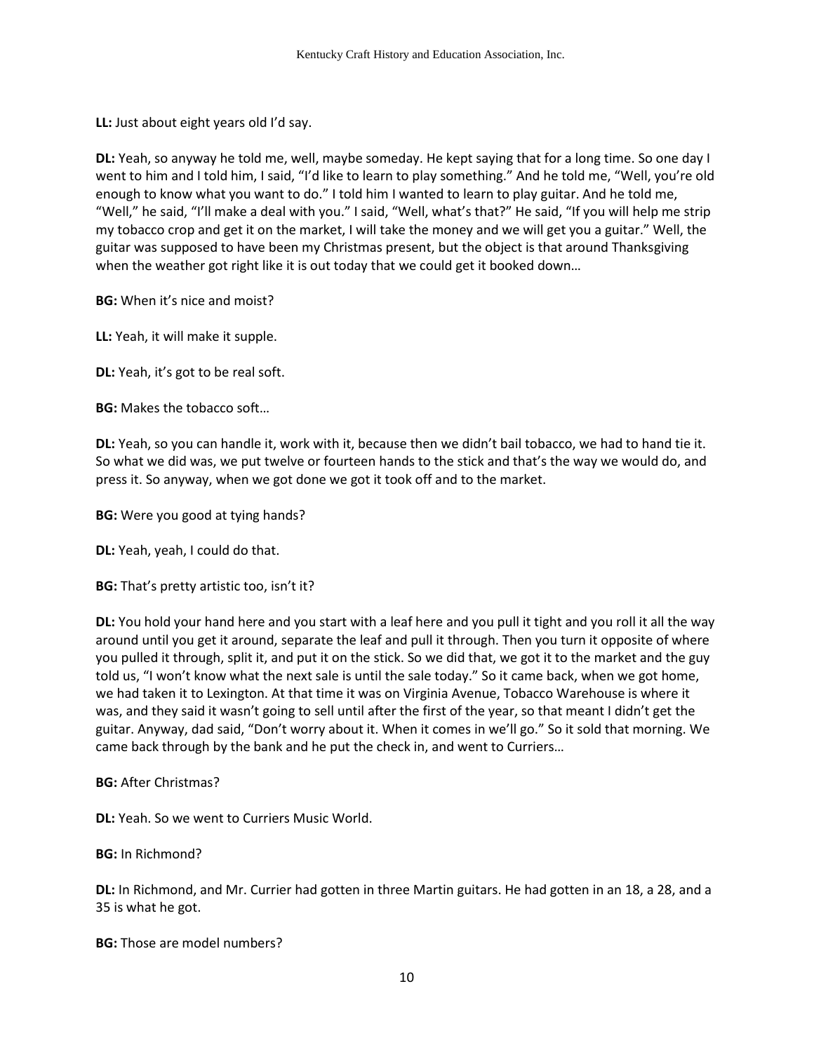**LL:** Just about eight years old I'd say.

**DL:** Yeah, so anyway he told me, well, maybe someday. He kept saying that for a long time. So one day I went to him and I told him, I said, "I'd like to learn to play something." And he told me, "Well, you're old enough to know what you want to do." I told him I wanted to learn to play guitar. And he told me, "Well," he said, "I'll make a deal with you." I said, "Well, what's that?" He said, "If you will help me strip my tobacco crop and get it on the market, I will take the money and we will get you a guitar." Well, the guitar was supposed to have been my Christmas present, but the object is that around Thanksgiving when the weather got right like it is out today that we could get it booked down…

**BG:** When it's nice and moist?

**LL:** Yeah, it will make it supple.

**DL:** Yeah, it's got to be real soft.

**BG:** Makes the tobacco soft…

**DL:** Yeah, so you can handle it, work with it, because then we didn't bail tobacco, we had to hand tie it. So what we did was, we put twelve or fourteen hands to the stick and that's the way we would do, and press it. So anyway, when we got done we got it took off and to the market.

**BG:** Were you good at tying hands?

**DL:** Yeah, yeah, I could do that.

**BG:** That's pretty artistic too, isn't it?

**DL:** You hold your hand here and you start with a leaf here and you pull it tight and you roll it all the way around until you get it around, separate the leaf and pull it through. Then you turn it opposite of where you pulled it through, split it, and put it on the stick. So we did that, we got it to the market and the guy told us, "I won't know what the next sale is until the sale today." So it came back, when we got home, we had taken it to Lexington. At that time it was on Virginia Avenue, Tobacco Warehouse is where it was, and they said it wasn't going to sell until after the first of the year, so that meant I didn't get the guitar. Anyway, dad said, "Don't worry about it. When it comes in we'll go." So it sold that morning. We came back through by the bank and he put the check in, and went to Curriers…

**BG:** After Christmas?

**DL:** Yeah. So we went to Curriers Music World.

**BG:** In Richmond?

**DL:** In Richmond, and Mr. Currier had gotten in three Martin guitars. He had gotten in an 18, a 28, and a 35 is what he got.

**BG:** Those are model numbers?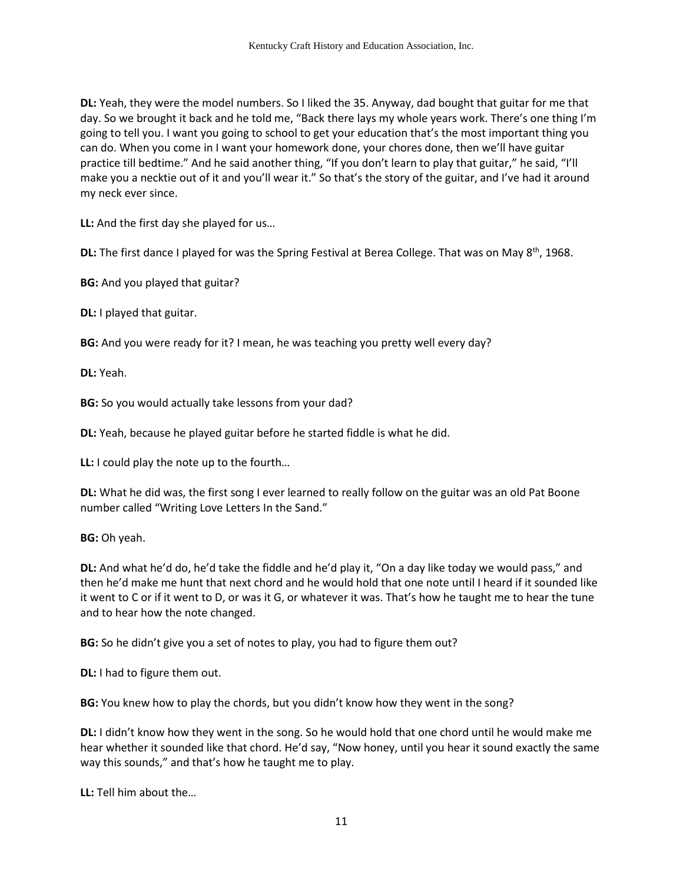**DL:** Yeah, they were the model numbers. So I liked the 35. Anyway, dad bought that guitar for me that day. So we brought it back and he told me, "Back there lays my whole years work. There's one thing I'm going to tell you. I want you going to school to get your education that's the most important thing you can do. When you come in I want your homework done, your chores done, then we'll have guitar practice till bedtime." And he said another thing, "If you don't learn to play that guitar," he said, "I'll make you a necktie out of it and you'll wear it." So that's the story of the guitar, and I've had it around my neck ever since.

**LL:** And the first day she played for us…

**DL:** The first dance I played for was the Spring Festival at Berea College. That was on May 8th, 1968.

**BG:** And you played that guitar?

**DL:** I played that guitar.

**BG:** And you were ready for it? I mean, he was teaching you pretty well every day?

**DL:** Yeah.

**BG:** So you would actually take lessons from your dad?

**DL:** Yeah, because he played guitar before he started fiddle is what he did.

**LL:** I could play the note up to the fourth…

**DL:** What he did was, the first song I ever learned to really follow on the guitar was an old Pat Boone number called "Writing Love Letters In the Sand."

**BG:** Oh yeah.

**DL:** And what he'd do, he'd take the fiddle and he'd play it, "On a day like today we would pass," and then he'd make me hunt that next chord and he would hold that one note until I heard if it sounded like it went to C or if it went to D, or was it G, or whatever it was. That's how he taught me to hear the tune and to hear how the note changed.

**BG:** So he didn't give you a set of notes to play, you had to figure them out?

**DL:** I had to figure them out.

**BG:** You knew how to play the chords, but you didn't know how they went in the song?

**DL:** I didn't know how they went in the song. So he would hold that one chord until he would make me hear whether it sounded like that chord. He'd say, "Now honey, until you hear it sound exactly the same way this sounds," and that's how he taught me to play.

**LL:** Tell him about the…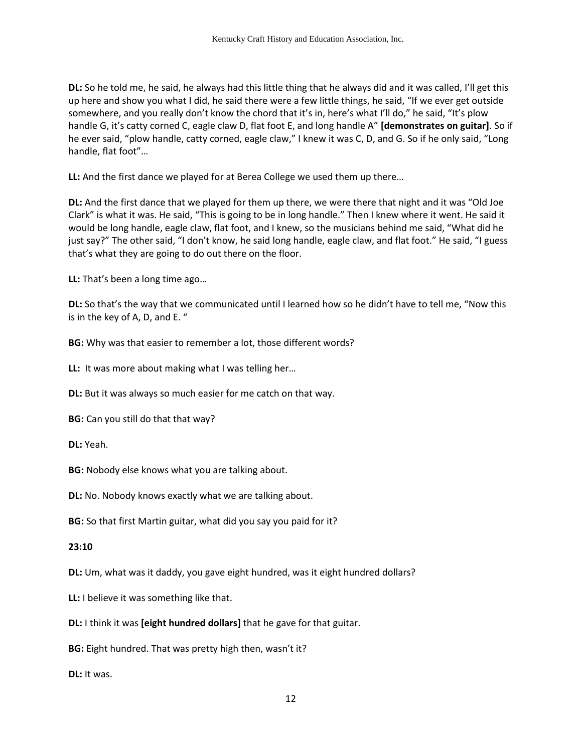**DL:** So he told me, he said, he always had this little thing that he always did and it was called, I'll get this up here and show you what I did, he said there were a few little things, he said, "If we ever get outside somewhere, and you really don't know the chord that it's in, here's what I'll do," he said, "It's plow handle G, it's catty corned C, eagle claw D, flat foot E, and long handle A" **[demonstrates on guitar]**. So if he ever said, "plow handle, catty corned, eagle claw," I knew it was C, D, and G. So if he only said, "Long handle, flat foot"…

**LL:** And the first dance we played for at Berea College we used them up there…

**DL:** And the first dance that we played for them up there, we were there that night and it was "Old Joe Clark" is what it was. He said, "This is going to be in long handle." Then I knew where it went. He said it would be long handle, eagle claw, flat foot, and I knew, so the musicians behind me said, "What did he just say?" The other said, "I don't know, he said long handle, eagle claw, and flat foot." He said, "I guess that's what they are going to do out there on the floor.

**LL:** That's been a long time ago…

**DL:** So that's the way that we communicated until I learned how so he didn't have to tell me, "Now this is in the key of A, D, and E. "

**BG:** Why was that easier to remember a lot, those different words?

**LL:** It was more about making what I was telling her…

**DL:** But it was always so much easier for me catch on that way.

**BG:** Can you still do that that way?

**DL:** Yeah.

**BG:** Nobody else knows what you are talking about.

**DL:** No. Nobody knows exactly what we are talking about.

**BG:** So that first Martin guitar, what did you say you paid for it?

**23:10**

**DL:** Um, what was it daddy, you gave eight hundred, was it eight hundred dollars?

**LL:** I believe it was something like that.

**DL:** I think it was **[eight hundred dollars]** that he gave for that guitar.

**BG:** Eight hundred. That was pretty high then, wasn't it?

**DL:** It was.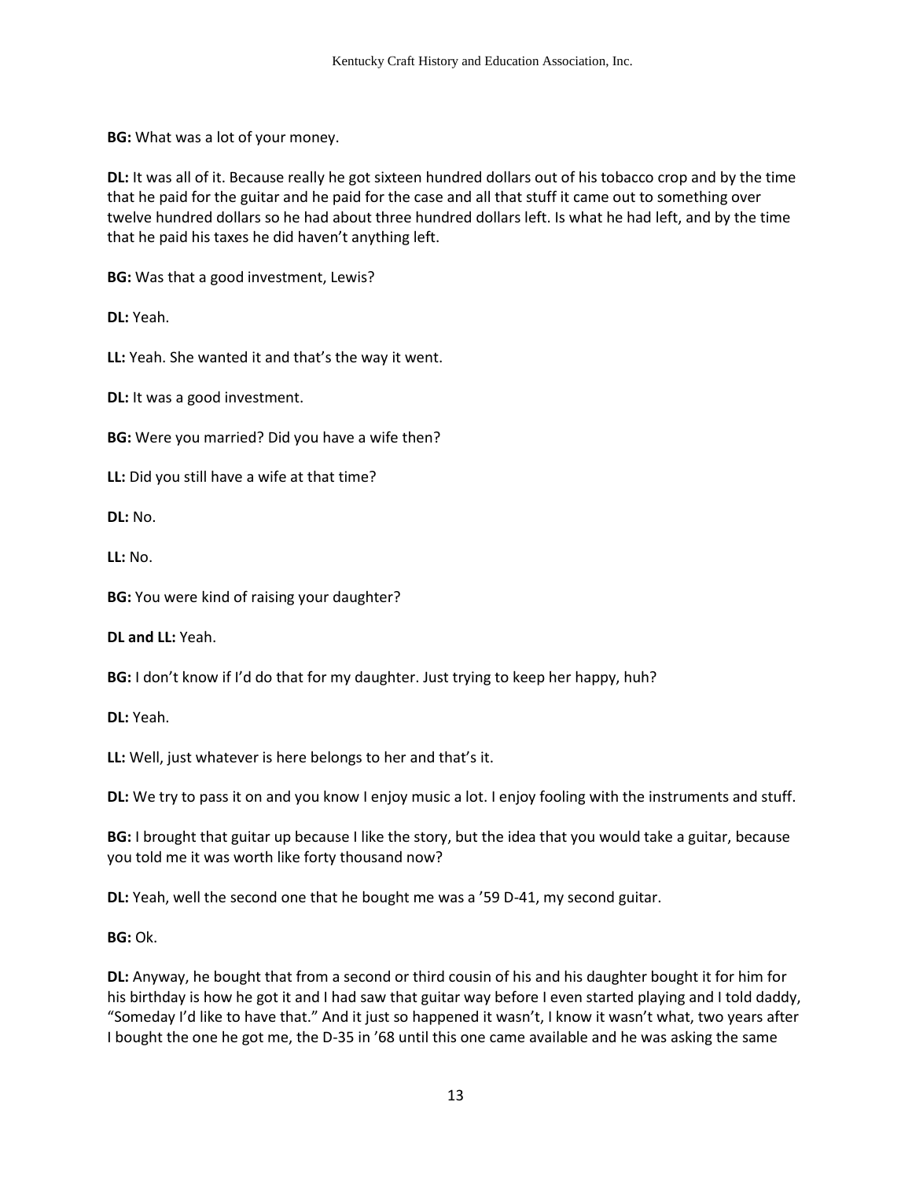**BG:** What was a lot of your money.

**DL:** It was all of it. Because really he got sixteen hundred dollars out of his tobacco crop and by the time that he paid for the guitar and he paid for the case and all that stuff it came out to something over twelve hundred dollars so he had about three hundred dollars left. Is what he had left, and by the time that he paid his taxes he did haven't anything left.

**BG:** Was that a good investment, Lewis?

**DL:** Yeah.

**LL:** Yeah. She wanted it and that's the way it went.

**DL:** It was a good investment.

**BG:** Were you married? Did you have a wife then?

**LL:** Did you still have a wife at that time?

**DL:** No.

**LL:** No.

**BG:** You were kind of raising your daughter?

**DL and LL:** Yeah.

**BG:** I don't know if I'd do that for my daughter. Just trying to keep her happy, huh?

**DL:** Yeah.

**LL:** Well, just whatever is here belongs to her and that's it.

**DL:** We try to pass it on and you know I enjoy music a lot. I enjoy fooling with the instruments and stuff.

**BG:** I brought that guitar up because I like the story, but the idea that you would take a guitar, because you told me it was worth like forty thousand now?

**DL:** Yeah, well the second one that he bought me was a '59 D-41, my second guitar.

**BG:** Ok.

**DL:** Anyway, he bought that from a second or third cousin of his and his daughter bought it for him for his birthday is how he got it and I had saw that guitar way before I even started playing and I told daddy, "Someday I'd like to have that." And it just so happened it wasn't, I know it wasn't what, two years after I bought the one he got me, the D-35 in '68 until this one came available and he was asking the same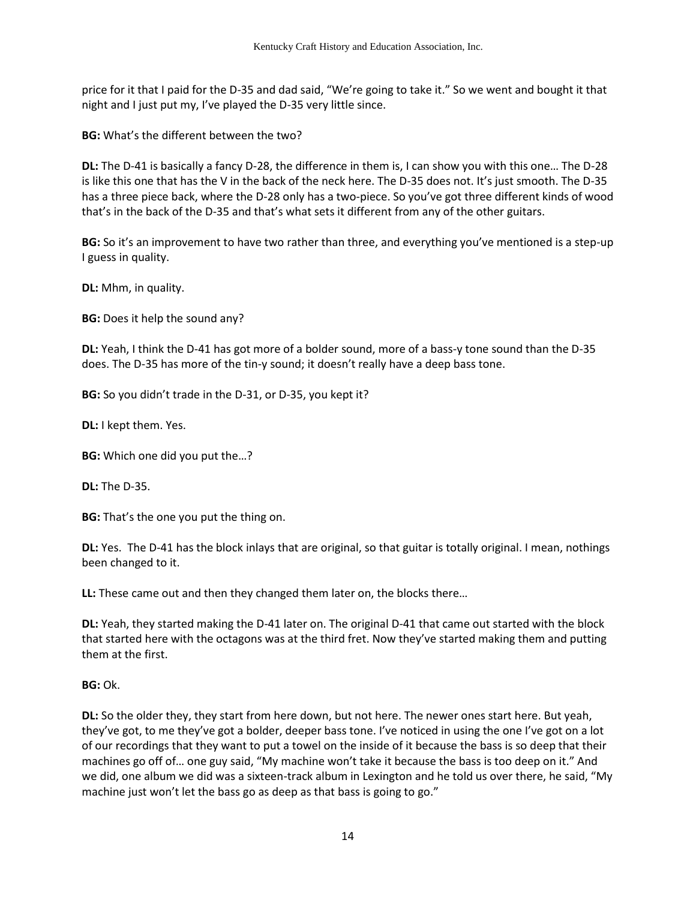price for it that I paid for the D-35 and dad said, "We're going to take it." So we went and bought it that night and I just put my, I've played the D-35 very little since.

**BG:** What's the different between the two?

**DL:** The D-41 is basically a fancy D-28, the difference in them is, I can show you with this one… The D-28 is like this one that has the V in the back of the neck here. The D-35 does not. It's just smooth. The D-35 has a three piece back, where the D-28 only has a two-piece. So you've got three different kinds of wood that's in the back of the D-35 and that's what sets it different from any of the other guitars.

**BG:** So it's an improvement to have two rather than three, and everything you've mentioned is a step-up I guess in quality.

**DL:** Mhm, in quality.

**BG:** Does it help the sound any?

**DL:** Yeah, I think the D-41 has got more of a bolder sound, more of a bass-y tone sound than the D-35 does. The D-35 has more of the tin-y sound; it doesn't really have a deep bass tone.

**BG:** So you didn't trade in the D-31, or D-35, you kept it?

**DL:** I kept them. Yes.

**BG:** Which one did you put the…?

**DL:** The D-35.

**BG:** That's the one you put the thing on.

**DL:** Yes. The D-41 has the block inlays that are original, so that guitar is totally original. I mean, nothings been changed to it.

**LL:** These came out and then they changed them later on, the blocks there…

**DL:** Yeah, they started making the D-41 later on. The original D-41 that came out started with the block that started here with the octagons was at the third fret. Now they've started making them and putting them at the first.

**BG:** Ok.

**DL:** So the older they, they start from here down, but not here. The newer ones start here. But yeah, they've got, to me they've got a bolder, deeper bass tone. I've noticed in using the one I've got on a lot of our recordings that they want to put a towel on the inside of it because the bass is so deep that their machines go off of… one guy said, "My machine won't take it because the bass is too deep on it." And we did, one album we did was a sixteen-track album in Lexington and he told us over there, he said, "My machine just won't let the bass go as deep as that bass is going to go."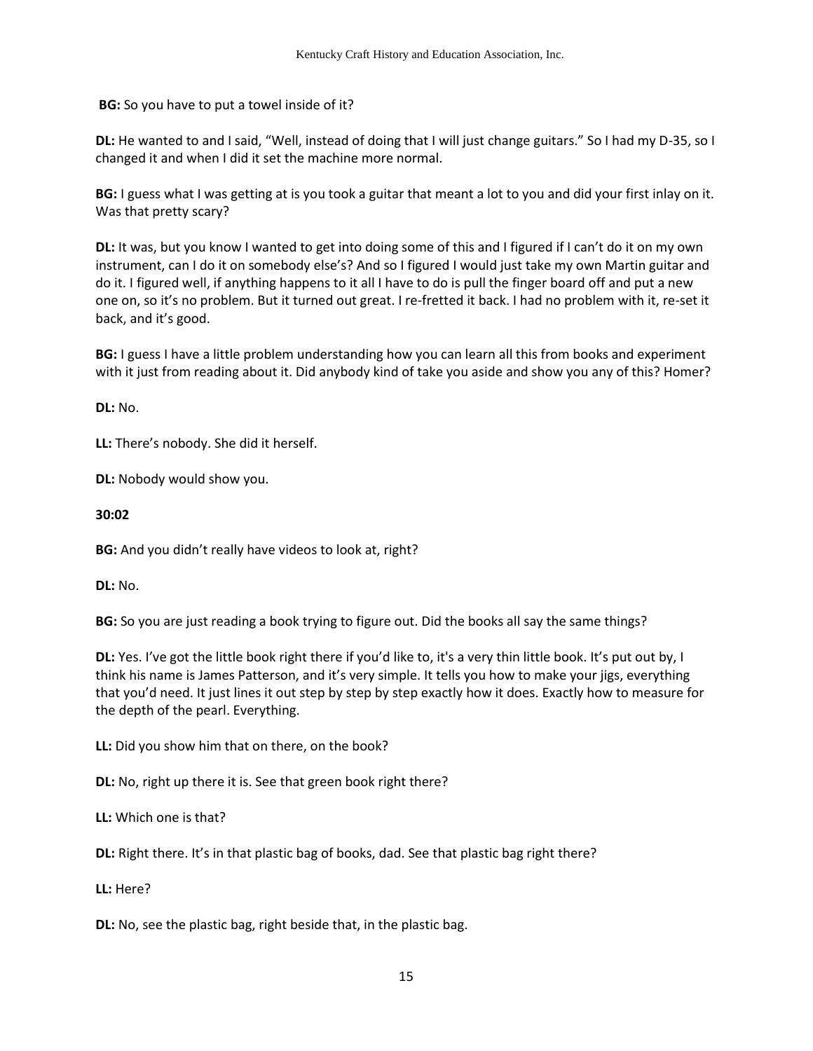**BG:** So you have to put a towel inside of it?

**DL:** He wanted to and I said, "Well, instead of doing that I will just change guitars." So I had my D-35, so I changed it and when I did it set the machine more normal.

**BG:** I guess what I was getting at is you took a guitar that meant a lot to you and did your first inlay on it. Was that pretty scary?

**DL:** It was, but you know I wanted to get into doing some of this and I figured if I can't do it on my own instrument, can I do it on somebody else's? And so I figured I would just take my own Martin guitar and do it. I figured well, if anything happens to it all I have to do is pull the finger board off and put a new one on, so it's no problem. But it turned out great. I re-fretted it back. I had no problem with it, re-set it back, and it's good.

**BG:** I guess I have a little problem understanding how you can learn all this from books and experiment with it just from reading about it. Did anybody kind of take you aside and show you any of this? Homer?

**DL:** No.

**LL:** There's nobody. She did it herself.

**DL:** Nobody would show you.

**30:02**

**BG:** And you didn't really have videos to look at, right?

**DL:** No.

**BG:** So you are just reading a book trying to figure out. Did the books all say the same things?

**DL:** Yes. I've got the little book right there if you'd like to, it's a very thin little book. It's put out by, I think his name is James Patterson, and it's very simple. It tells you how to make your jigs, everything that you'd need. It just lines it out step by step by step exactly how it does. Exactly how to measure for the depth of the pearl. Everything.

**LL:** Did you show him that on there, on the book?

**DL:** No, right up there it is. See that green book right there?

**LL:** Which one is that?

**DL:** Right there. It's in that plastic bag of books, dad. See that plastic bag right there?

**LL:** Here?

**DL:** No, see the plastic bag, right beside that, in the plastic bag.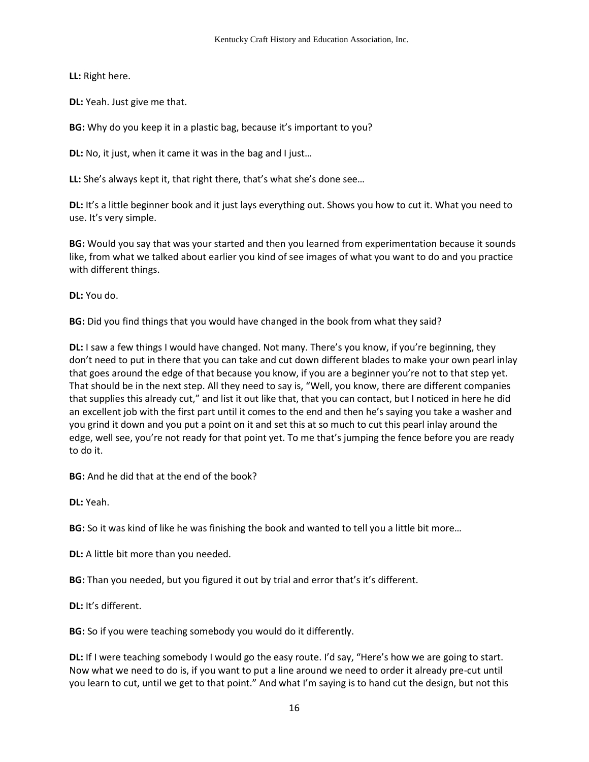**LL:** Right here.

**DL:** Yeah. Just give me that.

**BG:** Why do you keep it in a plastic bag, because it's important to you?

**DL:** No, it just, when it came it was in the bag and I just…

**LL:** She's always kept it, that right there, that's what she's done see…

**DL:** It's a little beginner book and it just lays everything out. Shows you how to cut it. What you need to use. It's very simple.

**BG:** Would you say that was your started and then you learned from experimentation because it sounds like, from what we talked about earlier you kind of see images of what you want to do and you practice with different things.

**DL:** You do.

**BG:** Did you find things that you would have changed in the book from what they said?

**DL:** I saw a few things I would have changed. Not many. There's you know, if you're beginning, they don't need to put in there that you can take and cut down different blades to make your own pearl inlay that goes around the edge of that because you know, if you are a beginner you're not to that step yet. That should be in the next step. All they need to say is, "Well, you know, there are different companies that supplies this already cut," and list it out like that, that you can contact, but I noticed in here he did an excellent job with the first part until it comes to the end and then he's saying you take a washer and you grind it down and you put a point on it and set this at so much to cut this pearl inlay around the edge, well see, you're not ready for that point yet. To me that's jumping the fence before you are ready to do it.

**BG:** And he did that at the end of the book?

**DL:** Yeah.

**BG:** So it was kind of like he was finishing the book and wanted to tell you a little bit more…

**DL:** A little bit more than you needed.

**BG:** Than you needed, but you figured it out by trial and error that's it's different.

**DL:** It's different.

**BG:** So if you were teaching somebody you would do it differently.

**DL:** If I were teaching somebody I would go the easy route. I'd say, "Here's how we are going to start. Now what we need to do is, if you want to put a line around we need to order it already pre-cut until you learn to cut, until we get to that point." And what I'm saying is to hand cut the design, but not this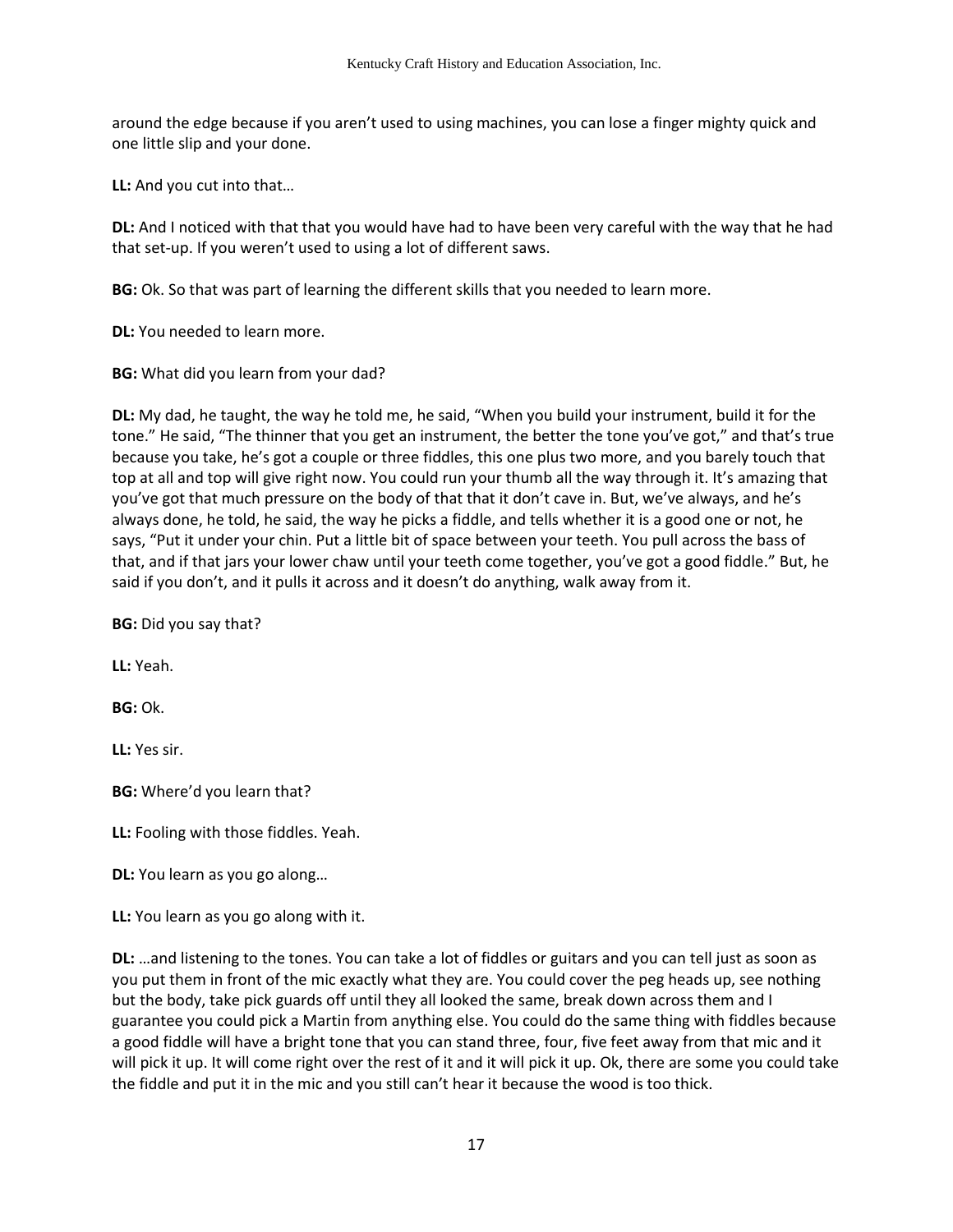around the edge because if you aren't used to using machines, you can lose a finger mighty quick and one little slip and your done.

**LL:** And you cut into that…

**DL:** And I noticed with that that you would have had to have been very careful with the way that he had that set-up. If you weren't used to using a lot of different saws.

**BG:** Ok. So that was part of learning the different skills that you needed to learn more.

**DL:** You needed to learn more.

**BG:** What did you learn from your dad?

**DL:** My dad, he taught, the way he told me, he said, "When you build your instrument, build it for the tone." He said, "The thinner that you get an instrument, the better the tone you've got," and that's true because you take, he's got a couple or three fiddles, this one plus two more, and you barely touch that top at all and top will give right now. You could run your thumb all the way through it. It's amazing that you've got that much pressure on the body of that that it don't cave in. But, we've always, and he's always done, he told, he said, the way he picks a fiddle, and tells whether it is a good one or not, he says, "Put it under your chin. Put a little bit of space between your teeth. You pull across the bass of that, and if that jars your lower chaw until your teeth come together, you've got a good fiddle." But, he said if you don't, and it pulls it across and it doesn't do anything, walk away from it.

**BG:** Did you say that?

**LL:** Yeah.

**BG:** Ok.

**LL:** Yes sir.

**BG:** Where'd you learn that?

**LL:** Fooling with those fiddles. Yeah.

**DL:** You learn as you go along…

**LL:** You learn as you go along with it.

**DL:** …and listening to the tones. You can take a lot of fiddles or guitars and you can tell just as soon as you put them in front of the mic exactly what they are. You could cover the peg heads up, see nothing but the body, take pick guards off until they all looked the same, break down across them and I guarantee you could pick a Martin from anything else. You could do the same thing with fiddles because a good fiddle will have a bright tone that you can stand three, four, five feet away from that mic and it will pick it up. It will come right over the rest of it and it will pick it up. Ok, there are some you could take the fiddle and put it in the mic and you still can't hear it because the wood is too thick.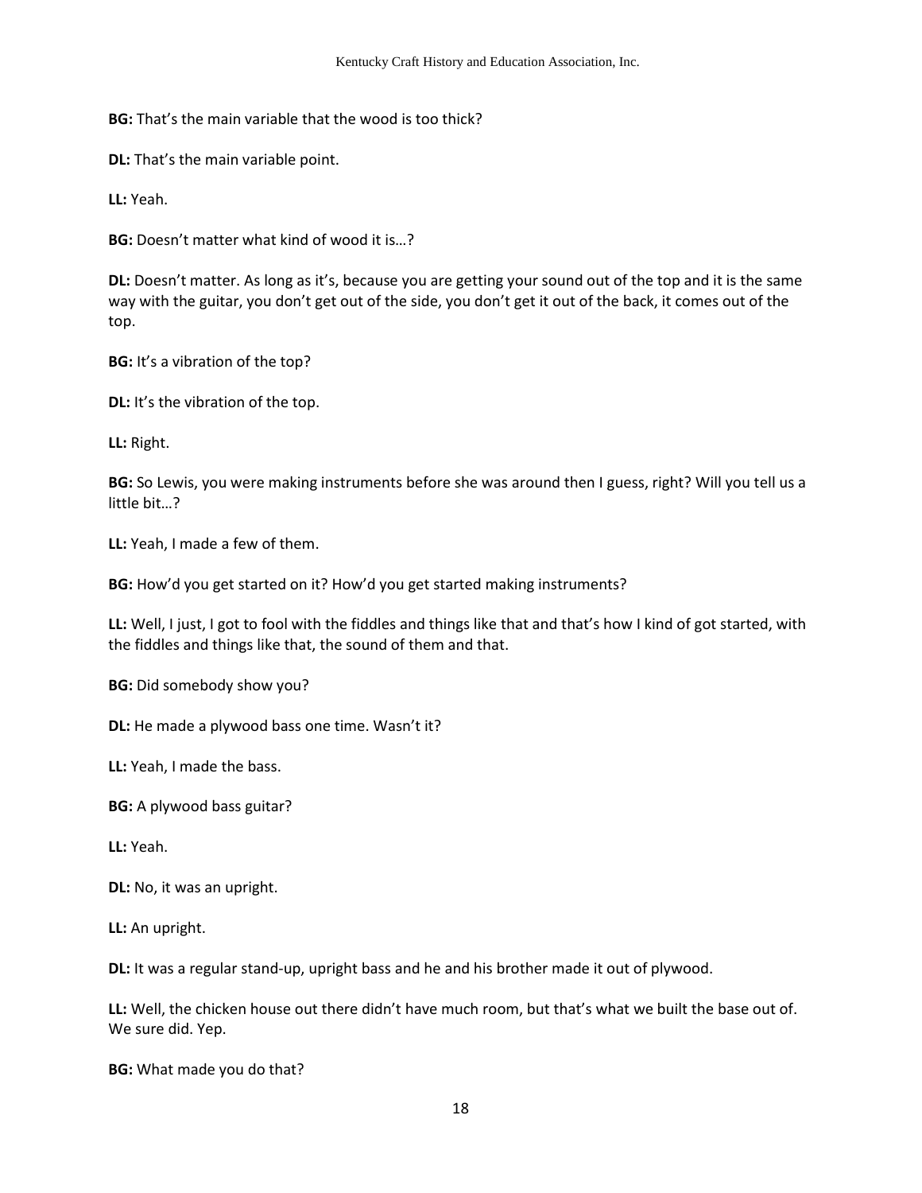**BG:** That's the main variable that the wood is too thick?

**DL:** That's the main variable point.

**LL:** Yeah.

**BG:** Doesn't matter what kind of wood it is…?

**DL:** Doesn't matter. As long as it's, because you are getting your sound out of the top and it is the same way with the guitar, you don't get out of the side, you don't get it out of the back, it comes out of the top.

**BG:** It's a vibration of the top?

**DL:** It's the vibration of the top.

**LL:** Right.

**BG:** So Lewis, you were making instruments before she was around then I guess, right? Will you tell us a little bit…?

**LL:** Yeah, I made a few of them.

**BG:** How'd you get started on it? How'd you get started making instruments?

**LL:** Well, I just, I got to fool with the fiddles and things like that and that's how I kind of got started, with the fiddles and things like that, the sound of them and that.

**BG:** Did somebody show you?

**DL:** He made a plywood bass one time. Wasn't it?

**LL:** Yeah, I made the bass.

**BG:** A plywood bass guitar?

**LL:** Yeah.

**DL:** No, it was an upright.

**LL:** An upright.

**DL:** It was a regular stand-up, upright bass and he and his brother made it out of plywood.

**LL:** Well, the chicken house out there didn't have much room, but that's what we built the base out of. We sure did. Yep.

**BG:** What made you do that?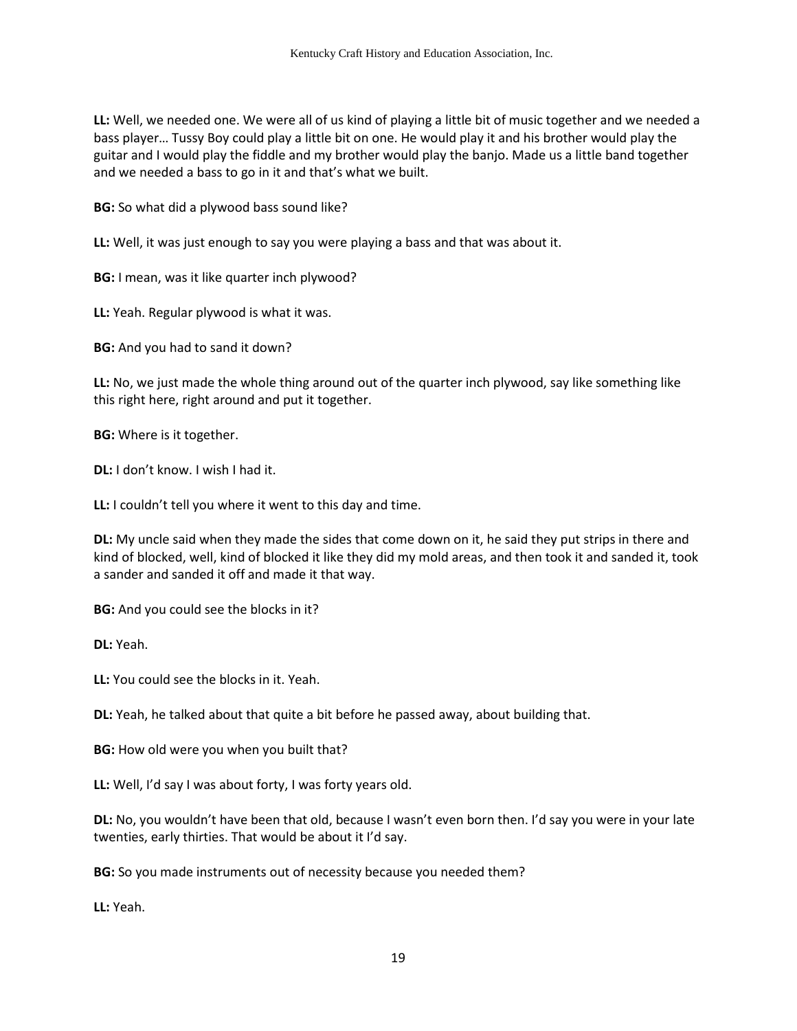**LL:** Well, we needed one. We were all of us kind of playing a little bit of music together and we needed a bass player… Tussy Boy could play a little bit on one. He would play it and his brother would play the guitar and I would play the fiddle and my brother would play the banjo. Made us a little band together and we needed a bass to go in it and that's what we built.

**BG:** So what did a plywood bass sound like?

**LL:** Well, it was just enough to say you were playing a bass and that was about it.

**BG:** I mean, was it like quarter inch plywood?

**LL:** Yeah. Regular plywood is what it was.

**BG:** And you had to sand it down?

**LL:** No, we just made the whole thing around out of the quarter inch plywood, say like something like this right here, right around and put it together.

**BG:** Where is it together.

**DL:** I don't know. I wish I had it.

**LL:** I couldn't tell you where it went to this day and time.

**DL:** My uncle said when they made the sides that come down on it, he said they put strips in there and kind of blocked, well, kind of blocked it like they did my mold areas, and then took it and sanded it, took a sander and sanded it off and made it that way.

**BG:** And you could see the blocks in it?

**DL:** Yeah.

**LL:** You could see the blocks in it. Yeah.

**DL:** Yeah, he talked about that quite a bit before he passed away, about building that.

**BG:** How old were you when you built that?

**LL:** Well, I'd say I was about forty, I was forty years old.

**DL:** No, you wouldn't have been that old, because I wasn't even born then. I'd say you were in your late twenties, early thirties. That would be about it I'd say.

**BG:** So you made instruments out of necessity because you needed them?

**LL:** Yeah.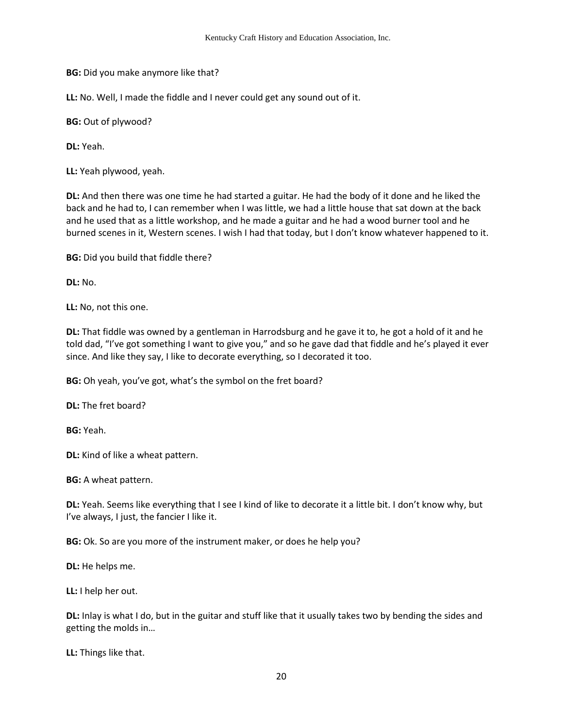**BG:** Did you make anymore like that?

**LL:** No. Well, I made the fiddle and I never could get any sound out of it.

**BG:** Out of plywood?

**DL:** Yeah.

**LL:** Yeah plywood, yeah.

**DL:** And then there was one time he had started a guitar. He had the body of it done and he liked the back and he had to, I can remember when I was little, we had a little house that sat down at the back and he used that as a little workshop, and he made a guitar and he had a wood burner tool and he burned scenes in it, Western scenes. I wish I had that today, but I don't know whatever happened to it.

**BG:** Did you build that fiddle there?

**DL:** No.

**LL:** No, not this one.

**DL:** That fiddle was owned by a gentleman in Harrodsburg and he gave it to, he got a hold of it and he told dad, "I've got something I want to give you," and so he gave dad that fiddle and he's played it ever since. And like they say, I like to decorate everything, so I decorated it too.

**BG:** Oh yeah, you've got, what's the symbol on the fret board?

**DL:** The fret board?

**BG:** Yeah.

**DL:** Kind of like a wheat pattern.

**BG:** A wheat pattern.

**DL:** Yeah. Seems like everything that I see I kind of like to decorate it a little bit. I don't know why, but I've always, I just, the fancier I like it.

**BG:** Ok. So are you more of the instrument maker, or does he help you?

**DL:** He helps me.

**LL:** I help her out.

**DL:** Inlay is what I do, but in the guitar and stuff like that it usually takes two by bending the sides and getting the molds in…

**LL:** Things like that.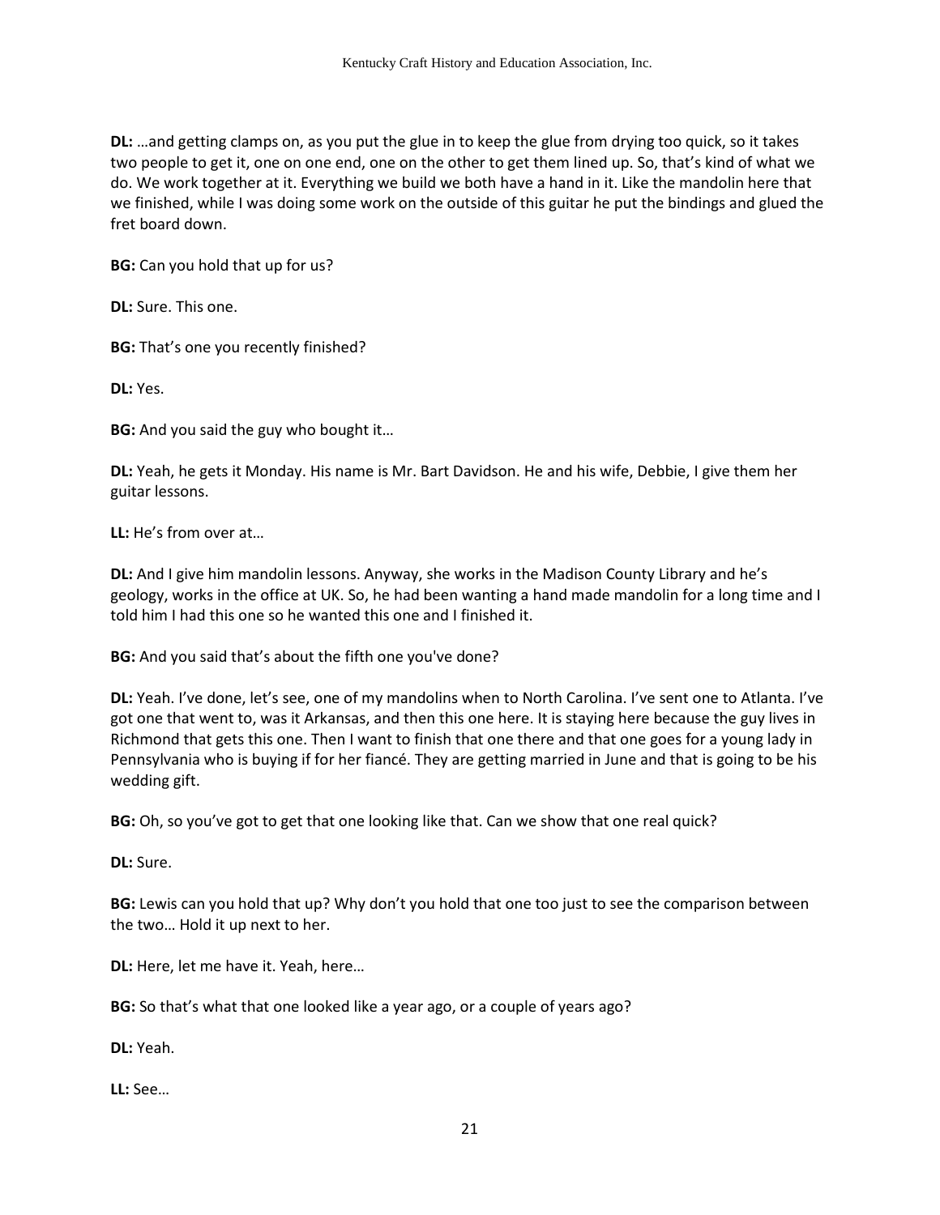**DL:** …and getting clamps on, as you put the glue in to keep the glue from drying too quick, so it takes two people to get it, one on one end, one on the other to get them lined up. So, that's kind of what we do. We work together at it. Everything we build we both have a hand in it. Like the mandolin here that we finished, while I was doing some work on the outside of this guitar he put the bindings and glued the fret board down.

**BG:** Can you hold that up for us?

**DL:** Sure. This one.

**BG:** That's one you recently finished?

**DL:** Yes.

**BG:** And you said the guy who bought it…

**DL:** Yeah, he gets it Monday. His name is Mr. Bart Davidson. He and his wife, Debbie, I give them her guitar lessons.

**LL:** He's from over at…

**DL:** And I give him mandolin lessons. Anyway, she works in the Madison County Library and he's geology, works in the office at UK. So, he had been wanting a hand made mandolin for a long time and I told him I had this one so he wanted this one and I finished it.

**BG:** And you said that's about the fifth one you've done?

**DL:** Yeah. I've done, let's see, one of my mandolins when to North Carolina. I've sent one to Atlanta. I've got one that went to, was it Arkansas, and then this one here. It is staying here because the guy lives in Richmond that gets this one. Then I want to finish that one there and that one goes for a young lady in Pennsylvania who is buying if for her fiancé. They are getting married in June and that is going to be his wedding gift.

**BG:** Oh, so you've got to get that one looking like that. Can we show that one real quick?

**DL:** Sure.

**BG:** Lewis can you hold that up? Why don't you hold that one too just to see the comparison between the two… Hold it up next to her.

**DL:** Here, let me have it. Yeah, here…

**BG:** So that's what that one looked like a year ago, or a couple of years ago?

**DL:** Yeah.

**LL:** See…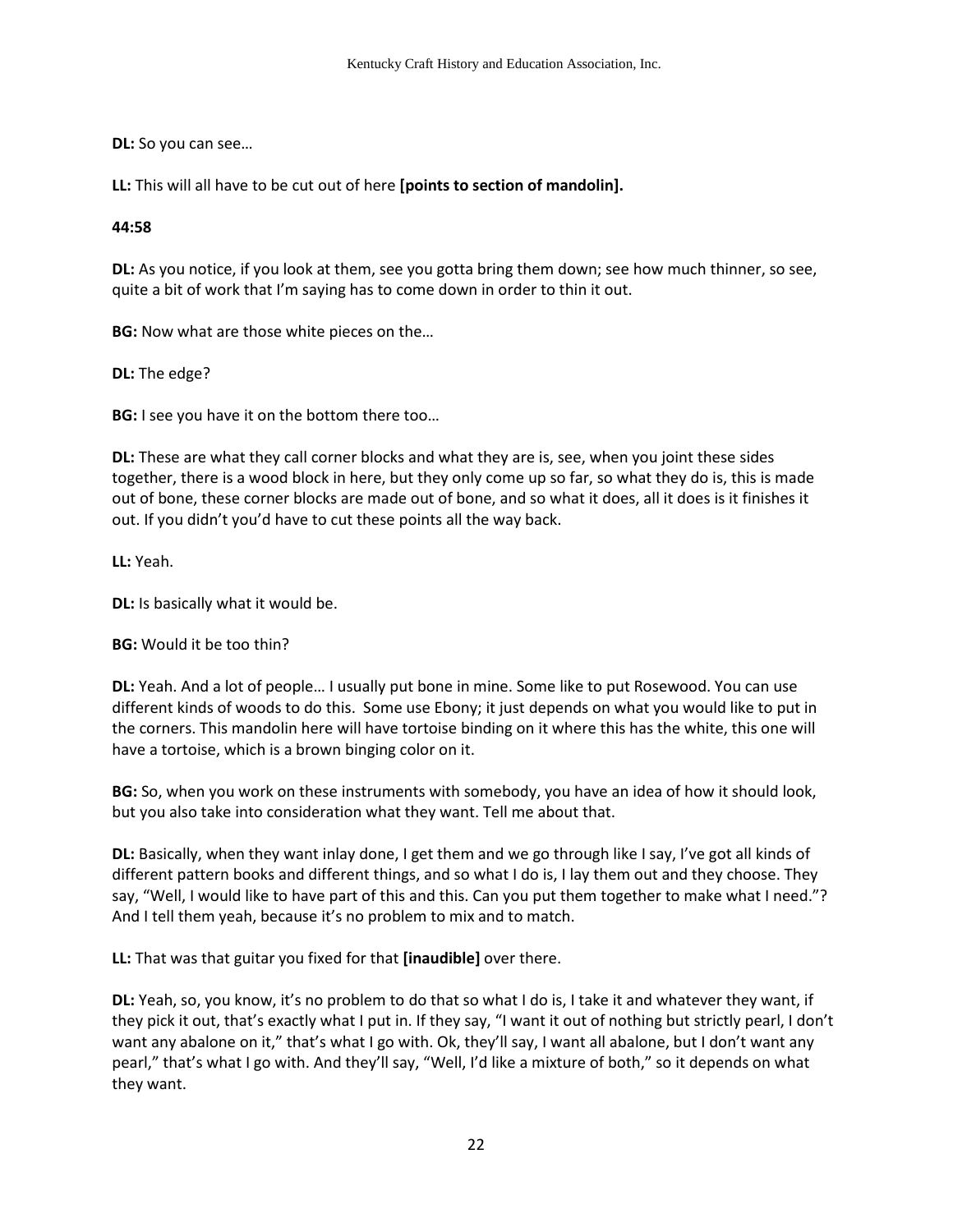**DL:** So you can see…

**LL:** This will all have to be cut out of here **[points to section of mandolin].**

**44:58**

**DL:** As you notice, if you look at them, see you gotta bring them down; see how much thinner, so see, quite a bit of work that I'm saying has to come down in order to thin it out.

**BG:** Now what are those white pieces on the…

**DL:** The edge?

**BG:** I see you have it on the bottom there too…

**DL:** These are what they call corner blocks and what they are is, see, when you joint these sides together, there is a wood block in here, but they only come up so far, so what they do is, this is made out of bone, these corner blocks are made out of bone, and so what it does, all it does is it finishes it out. If you didn't you'd have to cut these points all the way back.

**LL:** Yeah.

**DL:** Is basically what it would be.

**BG:** Would it be too thin?

**DL:** Yeah. And a lot of people… I usually put bone in mine. Some like to put Rosewood. You can use different kinds of woods to do this. Some use Ebony; it just depends on what you would like to put in the corners. This mandolin here will have tortoise binding on it where this has the white, this one will have a tortoise, which is a brown binging color on it.

**BG:** So, when you work on these instruments with somebody, you have an idea of how it should look, but you also take into consideration what they want. Tell me about that.

**DL:** Basically, when they want inlay done, I get them and we go through like I say, I've got all kinds of different pattern books and different things, and so what I do is, I lay them out and they choose. They say, "Well, I would like to have part of this and this. Can you put them together to make what I need."? And I tell them yeah, because it's no problem to mix and to match.

**LL:** That was that guitar you fixed for that **[inaudible]** over there.

**DL:** Yeah, so, you know, it's no problem to do that so what I do is, I take it and whatever they want, if they pick it out, that's exactly what I put in. If they say, "I want it out of nothing but strictly pearl, I don't want any abalone on it," that's what I go with. Ok, they'll say, I want all abalone, but I don't want any pearl," that's what I go with. And they'll say, "Well, I'd like a mixture of both," so it depends on what they want.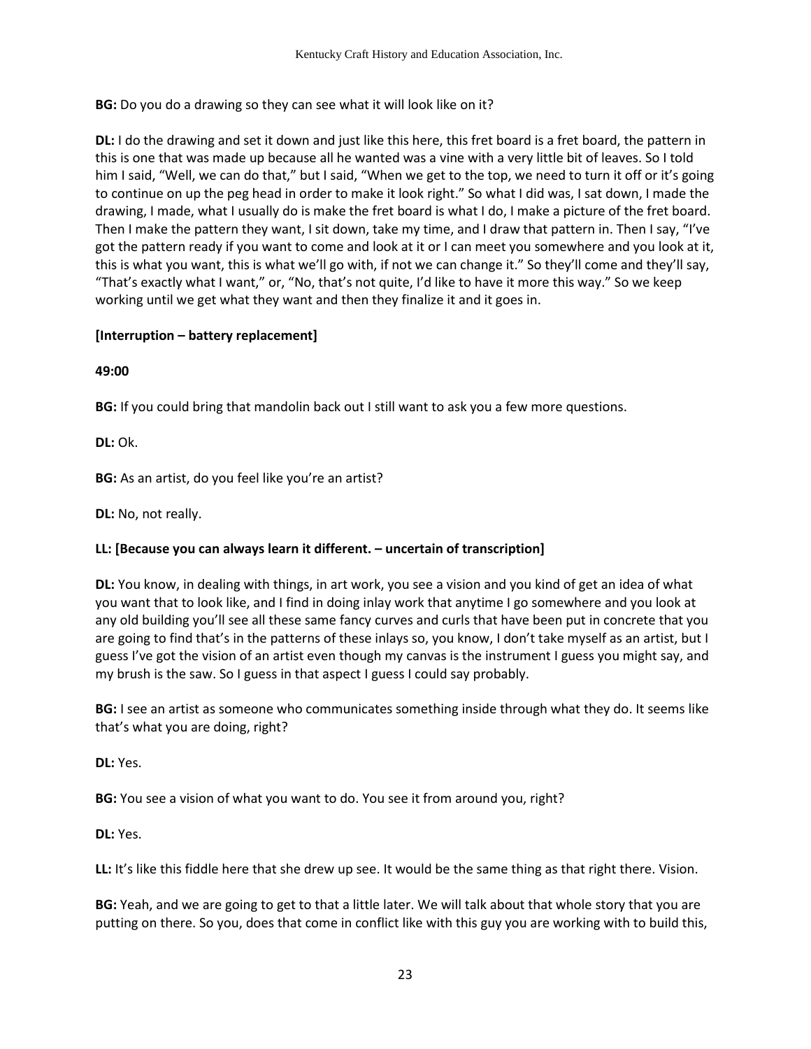**BG:** Do you do a drawing so they can see what it will look like on it?

**DL:** I do the drawing and set it down and just like this here, this fret board is a fret board, the pattern in this is one that was made up because all he wanted was a vine with a very little bit of leaves. So I told him I said, "Well, we can do that," but I said, "When we get to the top, we need to turn it off or it's going to continue on up the peg head in order to make it look right." So what I did was, I sat down, I made the drawing, I made, what I usually do is make the fret board is what I do, I make a picture of the fret board. Then I make the pattern they want, I sit down, take my time, and I draw that pattern in. Then I say, "I've got the pattern ready if you want to come and look at it or I can meet you somewhere and you look at it, this is what you want, this is what we'll go with, if not we can change it." So they'll come and they'll say, "That's exactly what I want," or, "No, that's not quite, I'd like to have it more this way." So we keep working until we get what they want and then they finalize it and it goes in.

**[Interruption – battery replacement]**

**49:00**

**BG:** If you could bring that mandolin back out I still want to ask you a few more questions.

**DL:** Ok.

**BG:** As an artist, do you feel like you're an artist?

**DL:** No, not really.

**LL: [Because you can always learn it different. – uncertain of transcription]**

**DL:** You know, in dealing with things, in art work, you see a vision and you kind of get an idea of what you want that to look like, and I find in doing inlay work that anytime I go somewhere and you look at any old building you'll see all these same fancy curves and curls that have been put in concrete that you are going to find that's in the patterns of these inlays so, you know, I don't take myself as an artist, but I guess I've got the vision of an artist even though my canvas is the instrument I guess you might say, and my brush is the saw. So I guess in that aspect I guess I could say probably.

**BG:** I see an artist as someone who communicates something inside through what they do. It seems like that's what you are doing, right?

**DL:** Yes.

**BG:** You see a vision of what you want to do. You see it from around you, right?

**DL:** Yes.

**LL:** It's like this fiddle here that she drew up see. It would be the same thing as that right there. Vision.

**BG:** Yeah, and we are going to get to that a little later. We will talk about that whole story that you are putting on there. So you, does that come in conflict like with this guy you are working with to build this,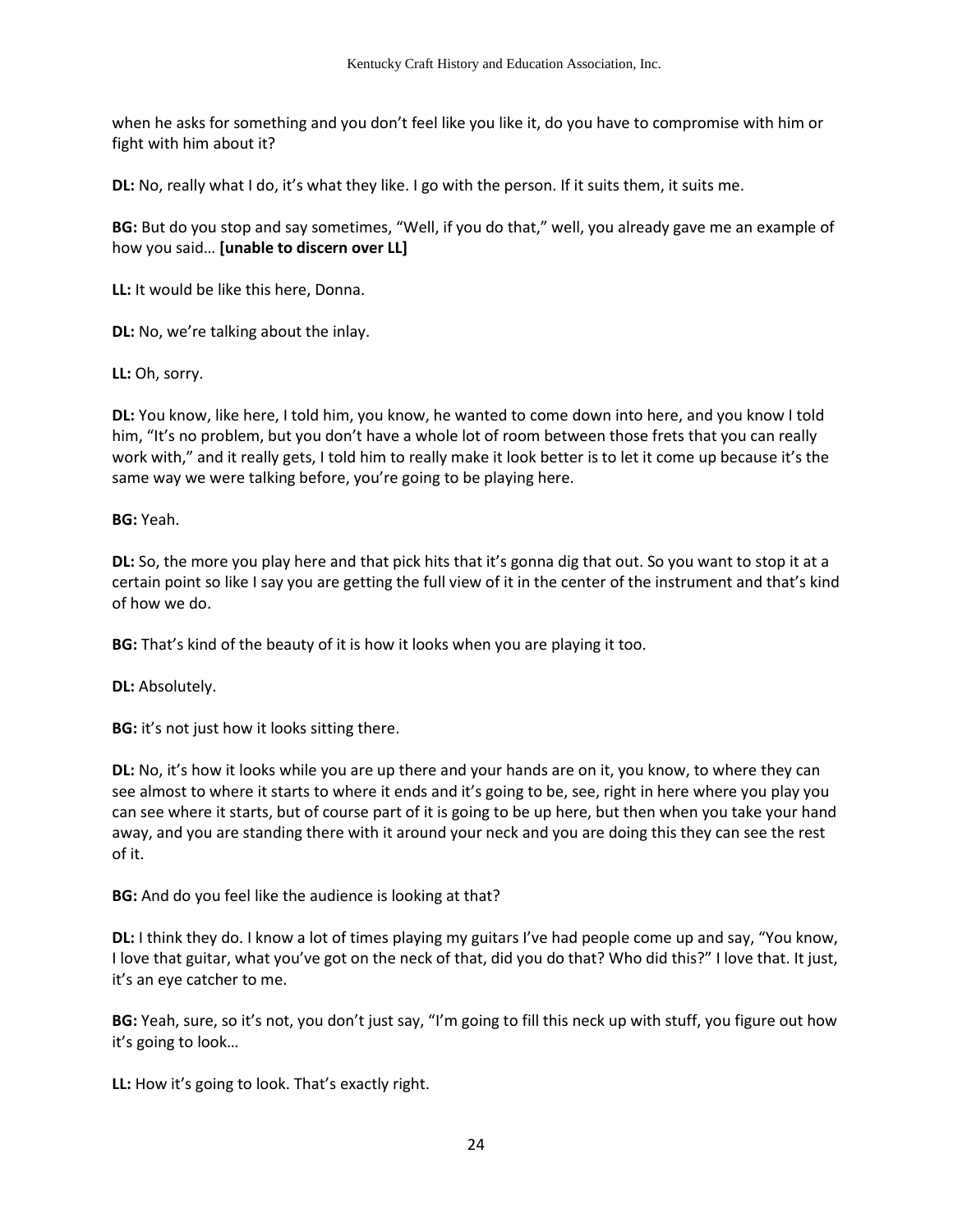when he asks for something and you don't feel like you like it, do you have to compromise with him or fight with him about it?

**DL:** No, really what I do, it's what they like. I go with the person. If it suits them, it suits me.

**BG:** But do you stop and say sometimes, "Well, if you do that," well, you already gave me an example of how you said… **[unable to discern over LL]**

**LL:** It would be like this here, Donna.

**DL:** No, we're talking about the inlay.

**LL:** Oh, sorry.

**DL:** You know, like here, I told him, you know, he wanted to come down into here, and you know I told him, "It's no problem, but you don't have a whole lot of room between those frets that you can really work with," and it really gets, I told him to really make it look better is to let it come up because it's the same way we were talking before, you're going to be playing here.

**BG:** Yeah.

**DL:** So, the more you play here and that pick hits that it's gonna dig that out. So you want to stop it at a certain point so like I say you are getting the full view of it in the center of the instrument and that's kind of how we do.

**BG:** That's kind of the beauty of it is how it looks when you are playing it too.

**DL:** Absolutely.

**BG:** it's not just how it looks sitting there.

**DL:** No, it's how it looks while you are up there and your hands are on it, you know, to where they can see almost to where it starts to where it ends and it's going to be, see, right in here where you play you can see where it starts, but of course part of it is going to be up here, but then when you take your hand away, and you are standing there with it around your neck and you are doing this they can see the rest of it.

**BG:** And do you feel like the audience is looking at that?

**DL:** I think they do. I know a lot of times playing my guitars I've had people come up and say, "You know, I love that guitar, what you've got on the neck of that, did you do that? Who did this?" I love that. It just, it's an eye catcher to me.

**BG:** Yeah, sure, so it's not, you don't just say, "I'm going to fill this neck up with stuff, you figure out how it's going to look…

**LL:** How it's going to look. That's exactly right.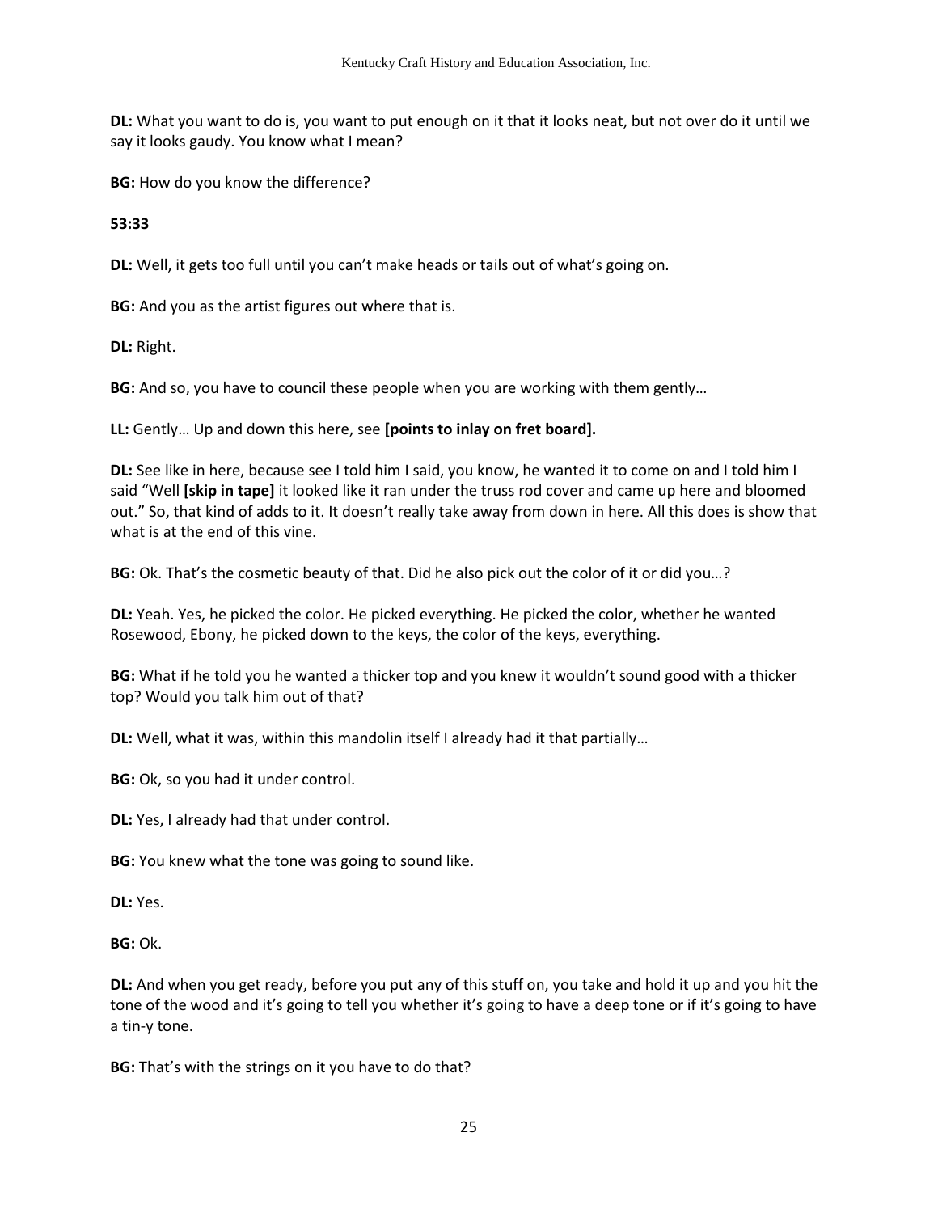**DL:** What you want to do is, you want to put enough on it that it looks neat, but not over do it until we say it looks gaudy. You know what I mean?

**BG:** How do you know the difference?

**53:33**

**DL:** Well, it gets too full until you can't make heads or tails out of what's going on.

**BG:** And you as the artist figures out where that is.

**DL:** Right.

**BG:** And so, you have to council these people when you are working with them gently…

**LL:** Gently… Up and down this here, see **[points to inlay on fret board].**

**DL:** See like in here, because see I told him I said, you know, he wanted it to come on and I told him I said "Well **[skip in tape]** it looked like it ran under the truss rod cover and came up here and bloomed out." So, that kind of adds to it. It doesn't really take away from down in here. All this does is show that what is at the end of this vine.

**BG:** Ok. That's the cosmetic beauty of that. Did he also pick out the color of it or did you…?

**DL:** Yeah. Yes, he picked the color. He picked everything. He picked the color, whether he wanted Rosewood, Ebony, he picked down to the keys, the color of the keys, everything.

**BG:** What if he told you he wanted a thicker top and you knew it wouldn't sound good with a thicker top? Would you talk him out of that?

**DL:** Well, what it was, within this mandolin itself I already had it that partially…

**BG:** Ok, so you had it under control.

**DL:** Yes, I already had that under control.

**BG:** You knew what the tone was going to sound like.

**DL:** Yes.

**BG:** Ok.

**DL:** And when you get ready, before you put any of this stuff on, you take and hold it up and you hit the tone of the wood and it's going to tell you whether it's going to have a deep tone or if it's going to have a tin-y tone.

**BG:** That's with the strings on it you have to do that?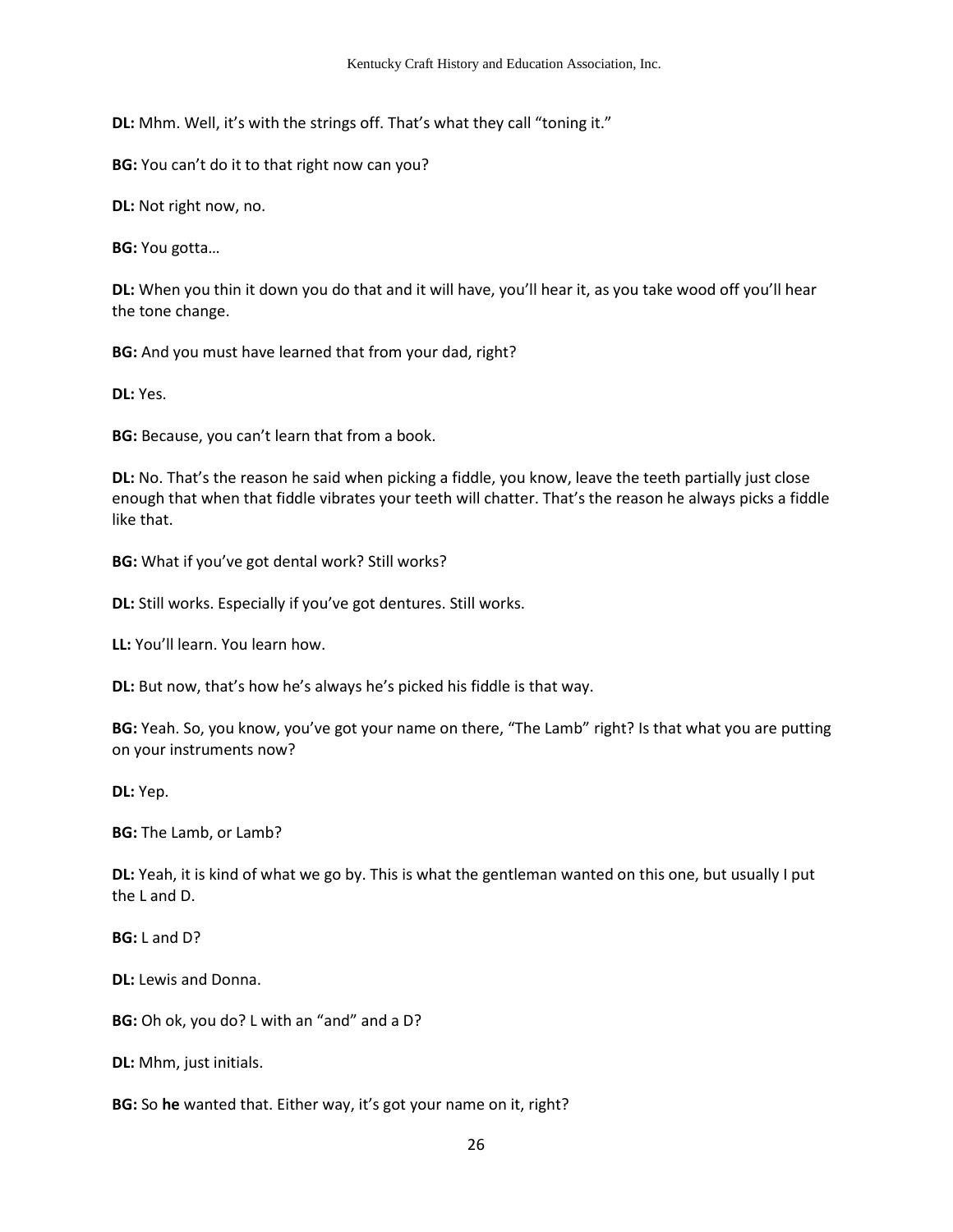**DL:** Mhm. Well, it's with the strings off. That's what they call "toning it."

**BG:** You can't do it to that right now can you?

**DL:** Not right now, no.

**BG:** You gotta…

**DL:** When you thin it down you do that and it will have, you'll hear it, as you take wood off you'll hear the tone change.

**BG:** And you must have learned that from your dad, right?

**DL:** Yes.

**BG:** Because, you can't learn that from a book.

**DL:** No. That's the reason he said when picking a fiddle, you know, leave the teeth partially just close enough that when that fiddle vibrates your teeth will chatter. That's the reason he always picks a fiddle like that.

**BG:** What if you've got dental work? Still works?

**DL:** Still works. Especially if you've got dentures. Still works.

**LL:** You'll learn. You learn how.

**DL:** But now, that's how he's always he's picked his fiddle is that way.

**BG:** Yeah. So, you know, you've got your name on there, "The Lamb" right? Is that what you are putting on your instruments now?

**DL:** Yep.

**BG:** The Lamb, or Lamb?

**DL:** Yeah, it is kind of what we go by. This is what the gentleman wanted on this one, but usually I put the L and D.

**BG:** L and D?

**DL:** Lewis and Donna.

**BG:** Oh ok, you do? L with an "and" and a D?

**DL:** Mhm, just initials.

**BG:** So **he** wanted that. Either way, it's got your name on it, right?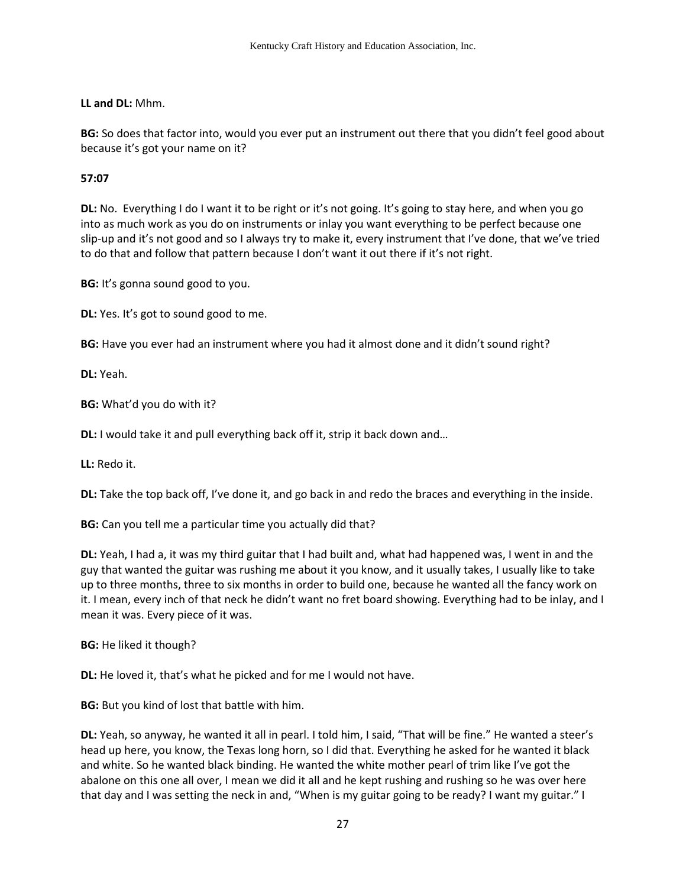**LL and DL:** Mhm.

**BG:** So does that factor into, would you ever put an instrument out there that you didn't feel good about because it's got your name on it?

**57:07**

**DL:** No. Everything I do I want it to be right or it's not going. It's going to stay here, and when you go into as much work as you do on instruments or inlay you want everything to be perfect because one slip-up and it's not good and so I always try to make it, every instrument that I've done, that we've tried to do that and follow that pattern because I don't want it out there if it's not right.

**BG:** It's gonna sound good to you.

**DL:** Yes. It's got to sound good to me.

**BG:** Have you ever had an instrument where you had it almost done and it didn't sound right?

**DL:** Yeah.

**BG:** What'd you do with it?

**DL:** I would take it and pull everything back off it, strip it back down and…

**LL:** Redo it.

**DL:** Take the top back off, I've done it, and go back in and redo the braces and everything in the inside.

**BG:** Can you tell me a particular time you actually did that?

**DL:** Yeah, I had a, it was my third guitar that I had built and, what had happened was, I went in and the guy that wanted the guitar was rushing me about it you know, and it usually takes, I usually like to take up to three months, three to six months in order to build one, because he wanted all the fancy work on it. I mean, every inch of that neck he didn't want no fret board showing. Everything had to be inlay, and I mean it was. Every piece of it was.

**BG:** He liked it though?

**DL:** He loved it, that's what he picked and for me I would not have.

**BG:** But you kind of lost that battle with him.

**DL:** Yeah, so anyway, he wanted it all in pearl. I told him, I said, "That will be fine." He wanted a steer's head up here, you know, the Texas long horn, so I did that. Everything he asked for he wanted it black and white. So he wanted black binding. He wanted the white mother pearl of trim like I've got the abalone on this one all over, I mean we did it all and he kept rushing and rushing so he was over here that day and I was setting the neck in and, "When is my guitar going to be ready? I want my guitar." I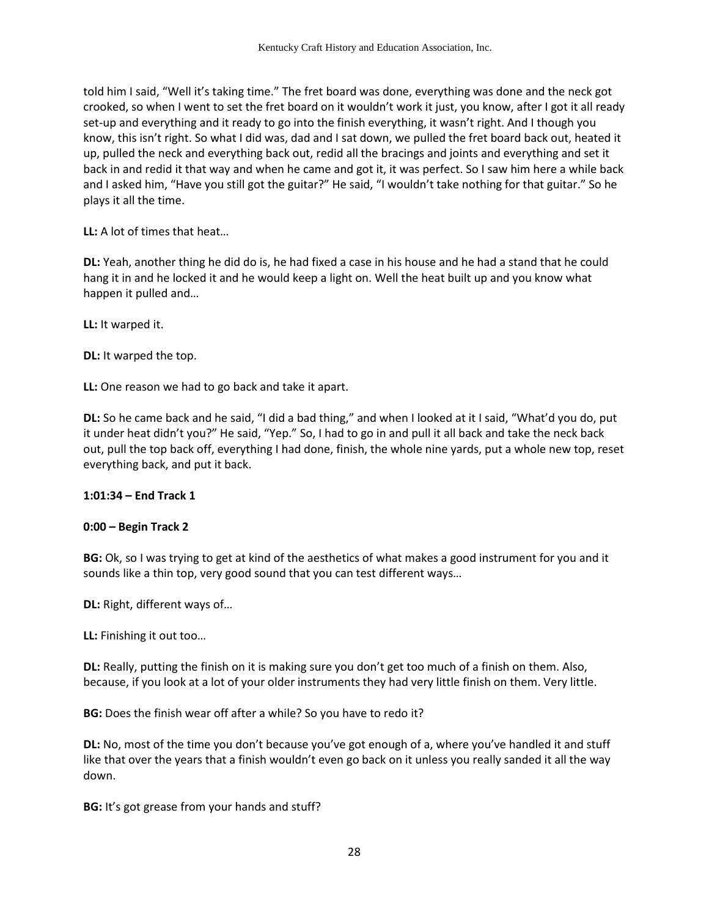told him I said, "Well it's taking time." The fret board was done, everything was done and the neck got crooked, so when I went to set the fret board on it wouldn't work it just, you know, after I got it all ready set-up and everything and it ready to go into the finish everything, it wasn't right. And I though you know, this isn't right. So what I did was, dad and I sat down, we pulled the fret board back out, heated it up, pulled the neck and everything back out, redid all the bracings and joints and everything and set it back in and redid it that way and when he came and got it, it was perfect. So I saw him here a while back and I asked him, "Have you still got the guitar?" He said, "I wouldn't take nothing for that guitar." So he plays it all the time.

**LL:** A lot of times that heat…

**DL:** Yeah, another thing he did do is, he had fixed a case in his house and he had a stand that he could hang it in and he locked it and he would keep a light on. Well the heat built up and you know what happen it pulled and…

**LL:** It warped it.

**DL:** It warped the top.

**LL:** One reason we had to go back and take it apart.

**DL:** So he came back and he said, "I did a bad thing," and when I looked at it I said, "What'd you do, put it under heat didn't you?" He said, "Yep." So, I had to go in and pull it all back and take the neck back out, pull the top back off, everything I had done, finish, the whole nine yards, put a whole new top, reset everything back, and put it back.

**1:01:34 – End Track 1**

**0:00 – Begin Track 2**

**BG:** Ok, so I was trying to get at kind of the aesthetics of what makes a good instrument for you and it sounds like a thin top, very good sound that you can test different ways…

**DL:** Right, different ways of…

**LL:** Finishing it out too…

**DL:** Really, putting the finish on it is making sure you don't get too much of a finish on them. Also, because, if you look at a lot of your older instruments they had very little finish on them. Very little.

**BG:** Does the finish wear off after a while? So you have to redo it?

**DL:** No, most of the time you don't because you've got enough of a, where you've handled it and stuff like that over the years that a finish wouldn't even go back on it unless you really sanded it all the way down.

**BG:** It's got grease from your hands and stuff?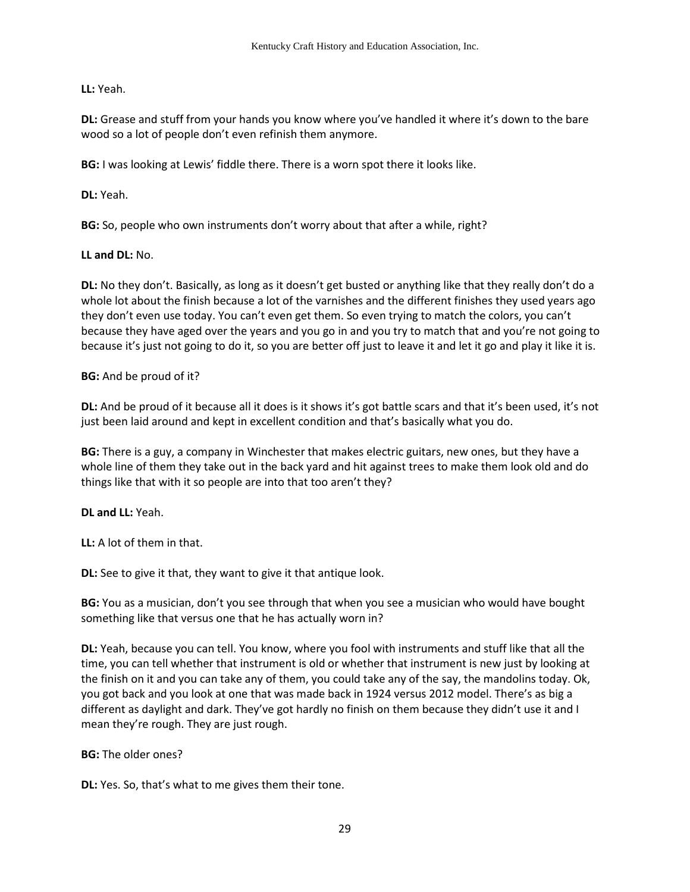**LL:** Yeah.

**DL:** Grease and stuff from your hands you know where you've handled it where it's down to the bare wood so a lot of people don't even refinish them anymore.

**BG:** I was looking at Lewis' fiddle there. There is a worn spot there it looks like.

**DL:** Yeah.

**BG:** So, people who own instruments don't worry about that after a while, right?

**LL and DL:** No.

**DL:** No they don't. Basically, as long as it doesn't get busted or anything like that they really don't do a whole lot about the finish because a lot of the varnishes and the different finishes they used years ago they don't even use today. You can't even get them. So even trying to match the colors, you can't because they have aged over the years and you go in and you try to match that and you're not going to because it's just not going to do it, so you are better off just to leave it and let it go and play it like it is.

**BG:** And be proud of it?

**DL:** And be proud of it because all it does is it shows it's got battle scars and that it's been used, it's not just been laid around and kept in excellent condition and that's basically what you do.

**BG:** There is a guy, a company in Winchester that makes electric guitars, new ones, but they have a whole line of them they take out in the back yard and hit against trees to make them look old and do things like that with it so people are into that too aren't they?

**DL and LL:** Yeah.

**LL:** A lot of them in that.

**DL:** See to give it that, they want to give it that antique look.

**BG:** You as a musician, don't you see through that when you see a musician who would have bought something like that versus one that he has actually worn in?

**DL:** Yeah, because you can tell. You know, where you fool with instruments and stuff like that all the time, you can tell whether that instrument is old or whether that instrument is new just by looking at the finish on it and you can take any of them, you could take any of the say, the mandolins today. Ok, you got back and you look at one that was made back in 1924 versus 2012 model. There's as big a different as daylight and dark. They've got hardly no finish on them because they didn't use it and I mean they're rough. They are just rough.

**BG:** The older ones?

**DL:** Yes. So, that's what to me gives them their tone.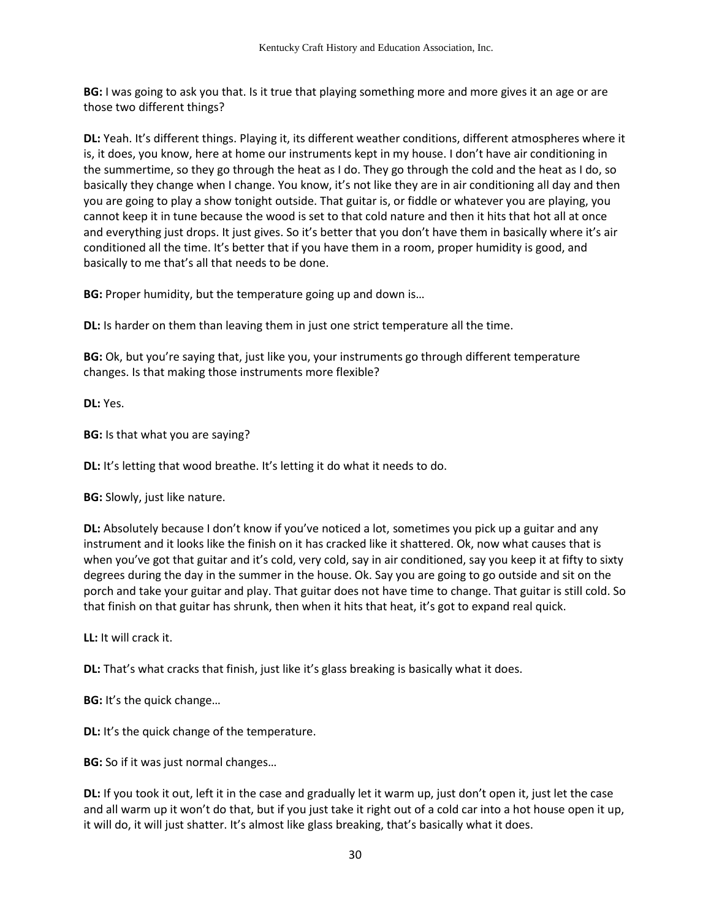**BG:** I was going to ask you that. Is it true that playing something more and more gives it an age or are those two different things?

**DL:** Yeah. It's different things. Playing it, its different weather conditions, different atmospheres where it is, it does, you know, here at home our instruments kept in my house. I don't have air conditioning in the summertime, so they go through the heat as I do. They go through the cold and the heat as I do, so basically they change when I change. You know, it's not like they are in air conditioning all day and then you are going to play a show tonight outside. That guitar is, or fiddle or whatever you are playing, you cannot keep it in tune because the wood is set to that cold nature and then it hits that hot all at once and everything just drops. It just gives. So it's better that you don't have them in basically where it's air conditioned all the time. It's better that if you have them in a room, proper humidity is good, and basically to me that's all that needs to be done.

**BG:** Proper humidity, but the temperature going up and down is…

**DL:** Is harder on them than leaving them in just one strict temperature all the time.

**BG:** Ok, but you're saying that, just like you, your instruments go through different temperature changes. Is that making those instruments more flexible?

**DL:** Yes.

**BG:** Is that what you are saying?

**DL:** It's letting that wood breathe. It's letting it do what it needs to do.

**BG:** Slowly, just like nature.

**DL:** Absolutely because I don't know if you've noticed a lot, sometimes you pick up a guitar and any instrument and it looks like the finish on it has cracked like it shattered. Ok, now what causes that is when you've got that guitar and it's cold, very cold, say in air conditioned, say you keep it at fifty to sixty degrees during the day in the summer in the house. Ok. Say you are going to go outside and sit on the porch and take your guitar and play. That guitar does not have time to change. That guitar is still cold. So that finish on that guitar has shrunk, then when it hits that heat, it's got to expand real quick.

**LL:** It will crack it.

**DL:** That's what cracks that finish, just like it's glass breaking is basically what it does.

**BG:** It's the quick change…

**DL:** It's the quick change of the temperature.

**BG:** So if it was just normal changes…

**DL:** If you took it out, left it in the case and gradually let it warm up, just don't open it, just let the case and all warm up it won't do that, but if you just take it right out of a cold car into a hot house open it up, it will do, it will just shatter. It's almost like glass breaking, that's basically what it does.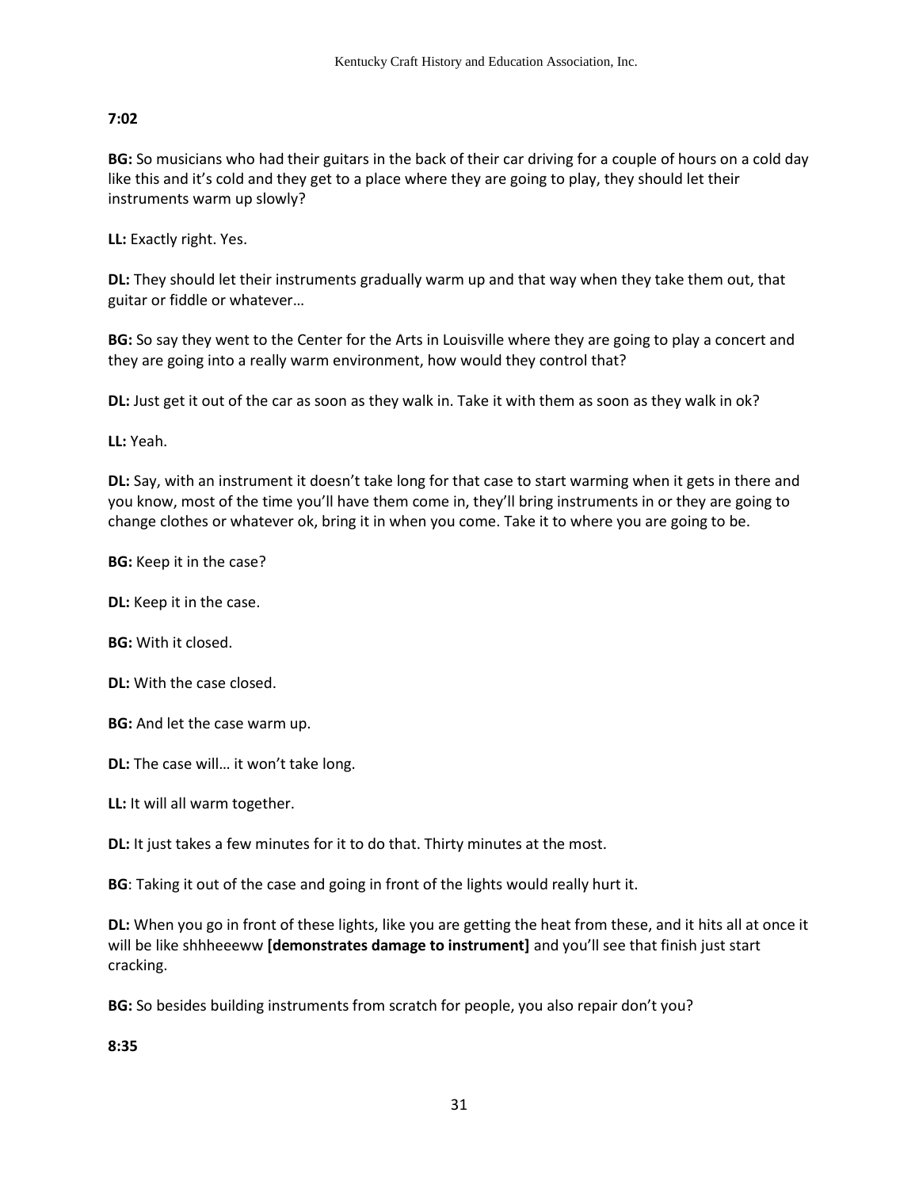**7:02**

**BG:** So musicians who had their guitars in the back of their car driving for a couple of hours on a cold day like this and it's cold and they get to a place where they are going to play, they should let their instruments warm up slowly?

**LL:** Exactly right. Yes.

**DL:** They should let their instruments gradually warm up and that way when they take them out, that guitar or fiddle or whatever…

**BG:** So say they went to the Center for the Arts in Louisville where they are going to play a concert and they are going into a really warm environment, how would they control that?

**DL:** Just get it out of the car as soon as they walk in. Take it with them as soon as they walk in ok?

**LL:** Yeah.

**DL:** Say, with an instrument it doesn't take long for that case to start warming when it gets in there and you know, most of the time you'll have them come in, they'll bring instruments in or they are going to change clothes or whatever ok, bring it in when you come. Take it to where you are going to be.

**BG:** Keep it in the case?

**DL:** Keep it in the case.

**BG:** With it closed.

**DL:** With the case closed.

**BG:** And let the case warm up.

**DL:** The case will… it won't take long.

**LL:** It will all warm together.

**DL:** It just takes a few minutes for it to do that. Thirty minutes at the most.

**BG**: Taking it out of the case and going in front of the lights would really hurt it.

**DL:** When you go in front of these lights, like you are getting the heat from these, and it hits all at once it will be like shhheeeww **[demonstrates damage to instrument]** and you'll see that finish just start cracking.

**BG:** So besides building instruments from scratch for people, you also repair don't you?

**8:35**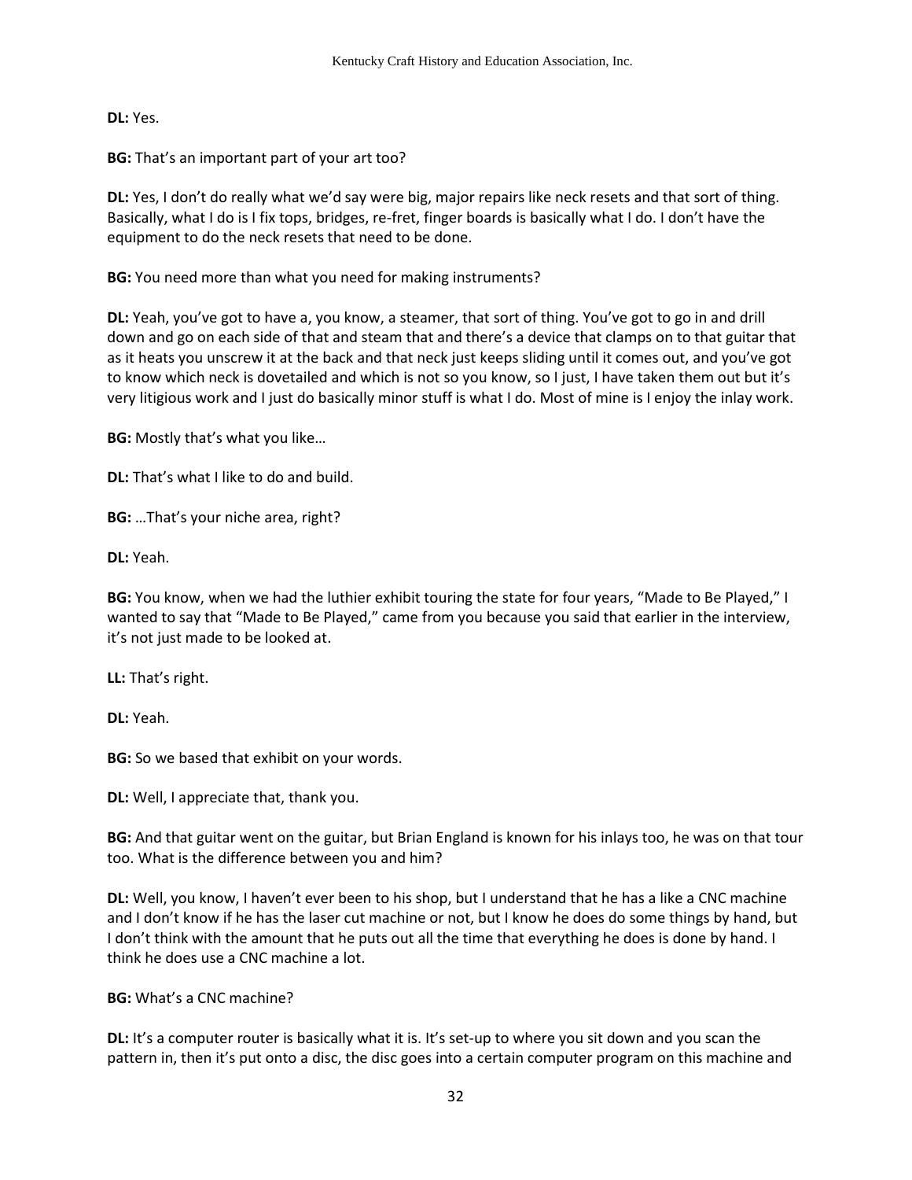**DL:** Yes.

**BG:** That's an important part of your art too?

**DL:** Yes, I don't do really what we'd say were big, major repairs like neck resets and that sort of thing. Basically, what I do is I fix tops, bridges, re-fret, finger boards is basically what I do. I don't have the equipment to do the neck resets that need to be done.

**BG:** You need more than what you need for making instruments?

**DL:** Yeah, you've got to have a, you know, a steamer, that sort of thing. You've got to go in and drill down and go on each side of that and steam that and there's a device that clamps on to that guitar that as it heats you unscrew it at the back and that neck just keeps sliding until it comes out, and you've got to know which neck is dovetailed and which is not so you know, so I just, I have taken them out but it's very litigious work and I just do basically minor stuff is what I do. Most of mine is I enjoy the inlay work.

**BG:** Mostly that's what you like…

**DL:** That's what I like to do and build.

**BG:** …That's your niche area, right?

**DL:** Yeah.

**BG:** You know, when we had the luthier exhibit touring the state for four years, "Made to Be Played," I wanted to say that "Made to Be Played," came from you because you said that earlier in the interview, it's not just made to be looked at.

**LL:** That's right.

**DL:** Yeah.

**BG:** So we based that exhibit on your words.

**DL:** Well, I appreciate that, thank you.

**BG:** And that guitar went on the guitar, but Brian England is known for his inlays too, he was on that tour too. What is the difference between you and him?

**DL:** Well, you know, I haven't ever been to his shop, but I understand that he has a like a CNC machine and I don't know if he has the laser cut machine or not, but I know he does do some things by hand, but I don't think with the amount that he puts out all the time that everything he does is done by hand. I think he does use a CNC machine a lot.

**BG:** What's a CNC machine?

**DL:** It's a computer router is basically what it is. It's set-up to where you sit down and you scan the pattern in, then it's put onto a disc, the disc goes into a certain computer program on this machine and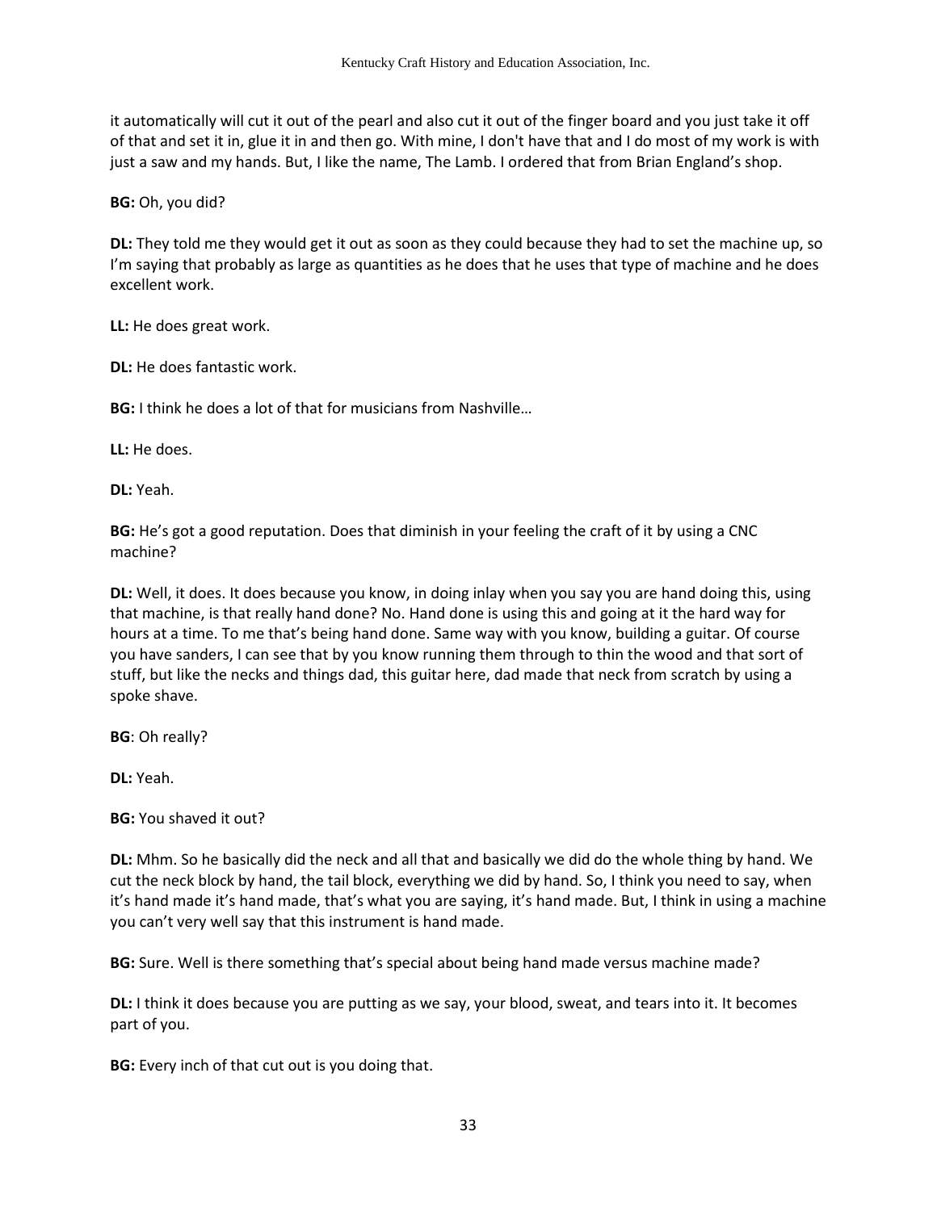it automatically will cut it out of the pearl and also cut it out of the finger board and you just take it off of that and set it in, glue it in and then go. With mine, I don't have that and I do most of my work is with just a saw and my hands. But, I like the name, The Lamb. I ordered that from Brian England's shop.

**BG:** Oh, you did?

**DL:** They told me they would get it out as soon as they could because they had to set the machine up, so I'm saying that probably as large as quantities as he does that he uses that type of machine and he does excellent work.

**LL:** He does great work.

**DL:** He does fantastic work.

**BG:** I think he does a lot of that for musicians from Nashville…

**LL:** He does.

**DL:** Yeah.

**BG:** He's got a good reputation. Does that diminish in your feeling the craft of it by using a CNC machine?

**DL:** Well, it does. It does because you know, in doing inlay when you say you are hand doing this, using that machine, is that really hand done? No. Hand done is using this and going at it the hard way for hours at a time. To me that's being hand done. Same way with you know, building a guitar. Of course you have sanders, I can see that by you know running them through to thin the wood and that sort of stuff, but like the necks and things dad, this guitar here, dad made that neck from scratch by using a spoke shave.

**BG**: Oh really?

**DL:** Yeah.

**BG:** You shaved it out?

**DL:** Mhm. So he basically did the neck and all that and basically we did do the whole thing by hand. We cut the neck block by hand, the tail block, everything we did by hand. So, I think you need to say, when it's hand made it's hand made, that's what you are saying, it's hand made. But, I think in using a machine you can't very well say that this instrument is hand made.

**BG:** Sure. Well is there something that's special about being hand made versus machine made?

**DL:** I think it does because you are putting as we say, your blood, sweat, and tears into it. It becomes part of you.

**BG:** Every inch of that cut out is you doing that.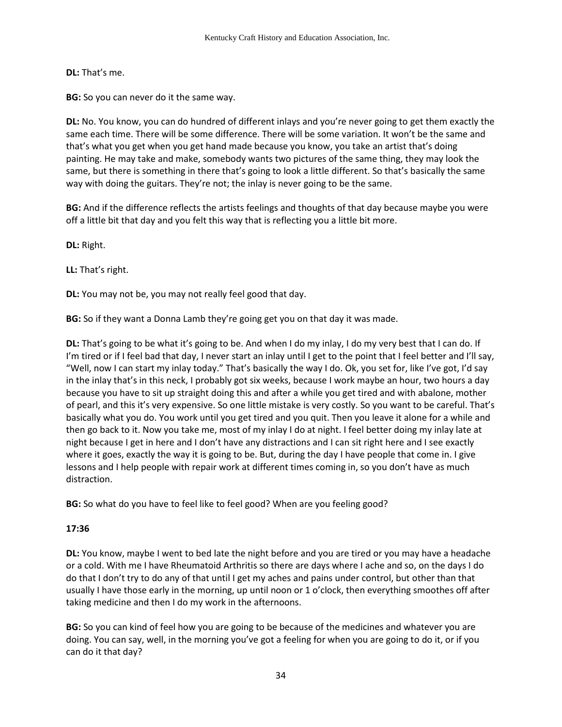**DL:** That's me.

**BG:** So you can never do it the same way.

**DL:** No. You know, you can do hundred of different inlays and you're never going to get them exactly the same each time. There will be some difference. There will be some variation. It won't be the same and that's what you get when you get hand made because you know, you take an artist that's doing painting. He may take and make, somebody wants two pictures of the same thing, they may look the same, but there is something in there that's going to look a little different. So that's basically the same way with doing the guitars. They're not; the inlay is never going to be the same.

**BG:** And if the difference reflects the artists feelings and thoughts of that day because maybe you were off a little bit that day and you felt this way that is reflecting you a little bit more.

**DL:** Right.

**LL:** That's right.

**DL:** You may not be, you may not really feel good that day.

**BG:** So if they want a Donna Lamb they're going get you on that day it was made.

**DL:** That's going to be what it's going to be. And when I do my inlay, I do my very best that I can do. If I'm tired or if I feel bad that day, I never start an inlay until I get to the point that I feel better and I'll say, "Well, now I can start my inlay today." That's basically the way I do. Ok, you set for, like I've got, I'd say in the inlay that's in this neck, I probably got six weeks, because I work maybe an hour, two hours a day because you have to sit up straight doing this and after a while you get tired and with abalone, mother of pearl, and this it's very expensive. So one little mistake is very costly. So you want to be careful. That's basically what you do. You work until you get tired and you quit. Then you leave it alone for a while and then go back to it. Now you take me, most of my inlay I do at night. I feel better doing my inlay late at night because I get in here and I don't have any distractions and I can sit right here and I see exactly where it goes, exactly the way it is going to be. But, during the day I have people that come in. I give lessons and I help people with repair work at different times coming in, so you don't have as much distraction.

**BG:** So what do you have to feel like to feel good? When are you feeling good?

**17:36**

**DL:** You know, maybe I went to bed late the night before and you are tired or you may have a headache or a cold. With me I have Rheumatoid Arthritis so there are days where I ache and so, on the days I do do that I don't try to do any of that until I get my aches and pains under control, but other than that usually I have those early in the morning, up until noon or 1 o'clock, then everything smoothes off after taking medicine and then I do my work in the afternoons.

**BG:** So you can kind of feel how you are going to be because of the medicines and whatever you are doing. You can say, well, in the morning you've got a feeling for when you are going to do it, or if you can do it that day?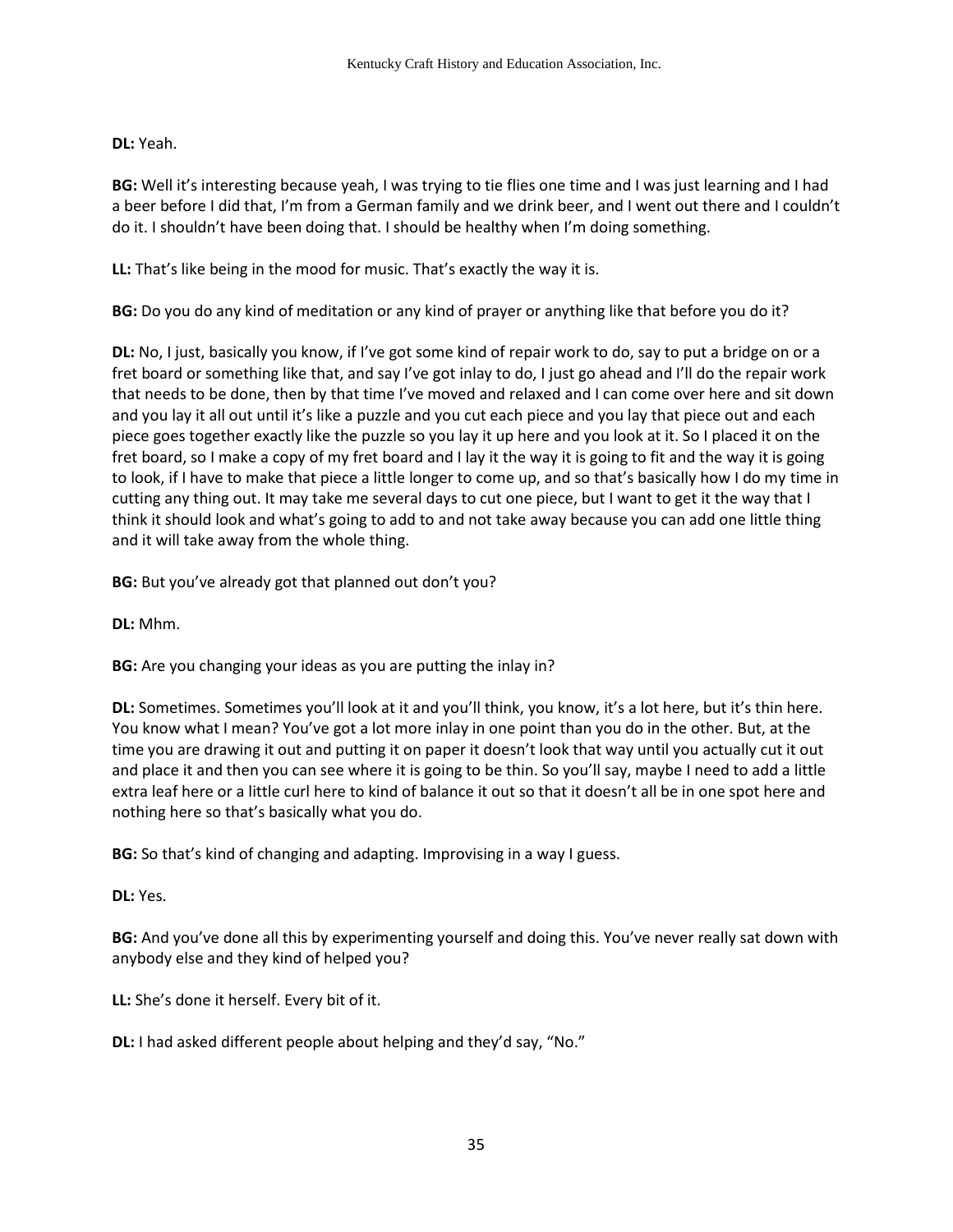**DL:** Yeah.

**BG:** Well it's interesting because yeah, I was trying to tie flies one time and I was just learning and I had a beer before I did that, I'm from a German family and we drink beer, and I went out there and I couldn't do it. I shouldn't have been doing that. I should be healthy when I'm doing something.

**LL:** That's like being in the mood for music. That's exactly the way it is.

**BG:** Do you do any kind of meditation or any kind of prayer or anything like that before you do it?

**DL:** No, I just, basically you know, if I've got some kind of repair work to do, say to put a bridge on or a fret board or something like that, and say I've got inlay to do, I just go ahead and I'll do the repair work that needs to be done, then by that time I've moved and relaxed and I can come over here and sit down and you lay it all out until it's like a puzzle and you cut each piece and you lay that piece out and each piece goes together exactly like the puzzle so you lay it up here and you look at it. So I placed it on the fret board, so I make a copy of my fret board and I lay it the way it is going to fit and the way it is going to look, if I have to make that piece a little longer to come up, and so that's basically how I do my time in cutting any thing out. It may take me several days to cut one piece, but I want to get it the way that I think it should look and what's going to add to and not take away because you can add one little thing and it will take away from the whole thing.

**BG:** But you've already got that planned out don't you?

**DL:** Mhm.

**BG:** Are you changing your ideas as you are putting the inlay in?

**DL:** Sometimes. Sometimes you'll look at it and you'll think, you know, it's a lot here, but it's thin here. You know what I mean? You've got a lot more inlay in one point than you do in the other. But, at the time you are drawing it out and putting it on paper it doesn't look that way until you actually cut it out and place it and then you can see where it is going to be thin. So you'll say, maybe I need to add a little extra leaf here or a little curl here to kind of balance it out so that it doesn't all be in one spot here and nothing here so that's basically what you do.

**BG:** So that's kind of changing and adapting. Improvising in a way I guess.

**DL:** Yes.

**BG:** And you've done all this by experimenting yourself and doing this. You've never really sat down with anybody else and they kind of helped you?

**LL:** She's done it herself. Every bit of it.

**DL:** I had asked different people about helping and they'd say, "No."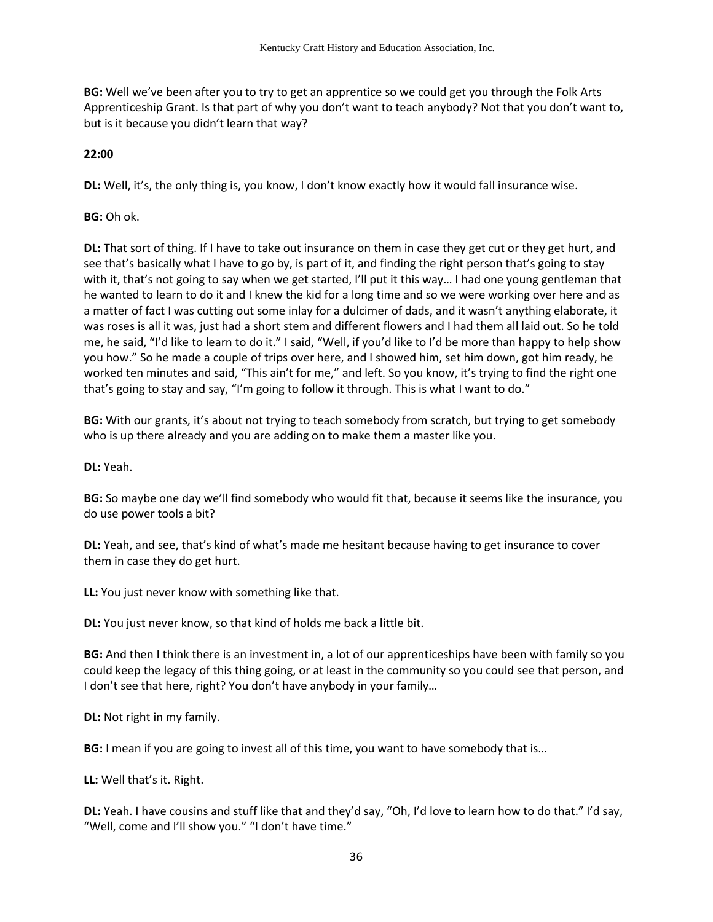**BG:** Well we've been after you to try to get an apprentice so we could get you through the Folk Arts Apprenticeship Grant. Is that part of why you don't want to teach anybody? Not that you don't want to, but is it because you didn't learn that way?

**22:00**

**DL:** Well, it's, the only thing is, you know, I don't know exactly how it would fall insurance wise.

**BG:** Oh ok.

**DL:** That sort of thing. If I have to take out insurance on them in case they get cut or they get hurt, and see that's basically what I have to go by, is part of it, and finding the right person that's going to stay with it, that's not going to say when we get started, I'll put it this way… I had one young gentleman that he wanted to learn to do it and I knew the kid for a long time and so we were working over here and as a matter of fact I was cutting out some inlay for a dulcimer of dads, and it wasn't anything elaborate, it was roses is all it was, just had a short stem and different flowers and I had them all laid out. So he told me, he said, "I'd like to learn to do it." I said, "Well, if you'd like to I'd be more than happy to help show you how." So he made a couple of trips over here, and I showed him, set him down, got him ready, he worked ten minutes and said, "This ain't for me," and left. So you know, it's trying to find the right one that's going to stay and say, "I'm going to follow it through. This is what I want to do."

**BG:** With our grants, it's about not trying to teach somebody from scratch, but trying to get somebody who is up there already and you are adding on to make them a master like you.

**DL:** Yeah.

**BG:** So maybe one day we'll find somebody who would fit that, because it seems like the insurance, you do use power tools a bit?

**DL:** Yeah, and see, that's kind of what's made me hesitant because having to get insurance to cover them in case they do get hurt.

**LL:** You just never know with something like that.

**DL:** You just never know, so that kind of holds me back a little bit.

**BG:** And then I think there is an investment in, a lot of our apprenticeships have been with family so you could keep the legacy of this thing going, or at least in the community so you could see that person, and I don't see that here, right? You don't have anybody in your family…

**DL:** Not right in my family.

**BG:** I mean if you are going to invest all of this time, you want to have somebody that is…

**LL:** Well that's it. Right.

**DL:** Yeah. I have cousins and stuff like that and they'd say, "Oh, I'd love to learn how to do that." I'd say, "Well, come and I'll show you." "I don't have time."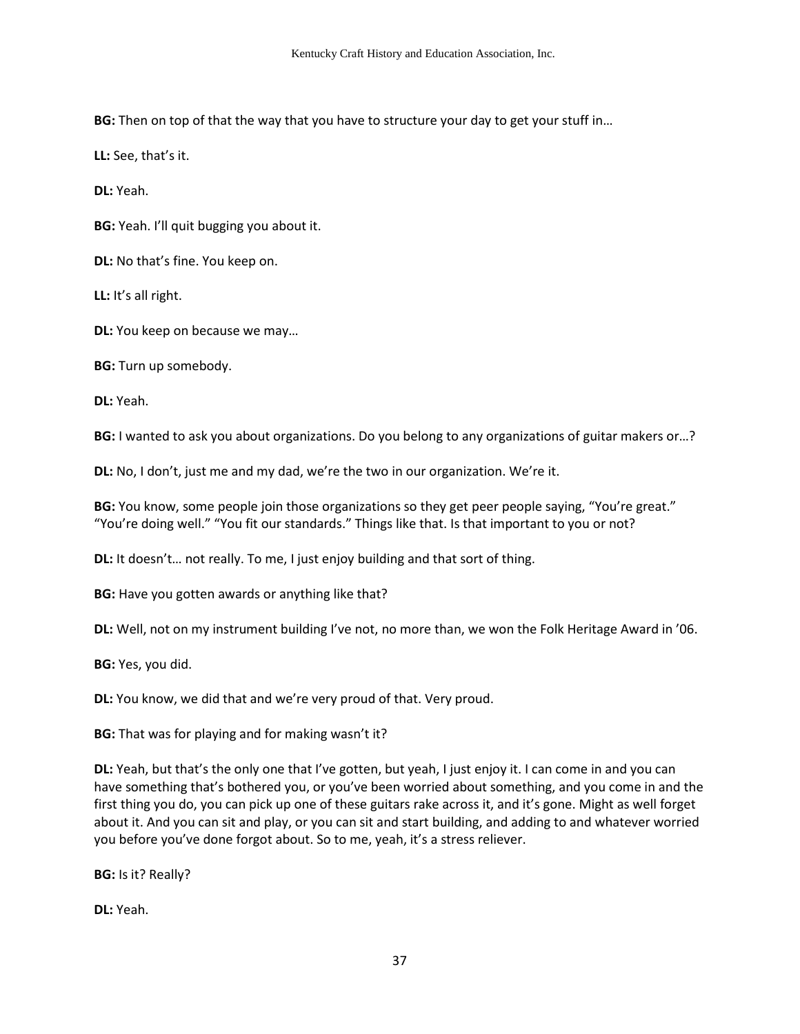**BG:** Then on top of that the way that you have to structure your day to get your stuff in…

**LL:** See, that's it.

**DL:** Yeah.

**BG:** Yeah. I'll quit bugging you about it.

**DL:** No that's fine. You keep on.

**LL:** It's all right.

**DL:** You keep on because we may…

**BG:** Turn up somebody.

**DL:** Yeah.

**BG:** I wanted to ask you about organizations. Do you belong to any organizations of guitar makers or…?

**DL:** No, I don't, just me and my dad, we're the two in our organization. We're it.

**BG:** You know, some people join those organizations so they get peer people saying, "You're great." "You're doing well." "You fit our standards." Things like that. Is that important to you or not?

**DL:** It doesn't… not really. To me, I just enjoy building and that sort of thing.

**BG:** Have you gotten awards or anything like that?

**DL:** Well, not on my instrument building I've not, no more than, we won the Folk Heritage Award in '06.

**BG:** Yes, you did.

**DL:** You know, we did that and we're very proud of that. Very proud.

**BG:** That was for playing and for making wasn't it?

**DL:** Yeah, but that's the only one that I've gotten, but yeah, I just enjoy it. I can come in and you can have something that's bothered you, or you've been worried about something, and you come in and the first thing you do, you can pick up one of these guitars rake across it, and it's gone. Might as well forget about it. And you can sit and play, or you can sit and start building, and adding to and whatever worried you before you've done forgot about. So to me, yeah, it's a stress reliever.

**BG:** Is it? Really?

**DL:** Yeah.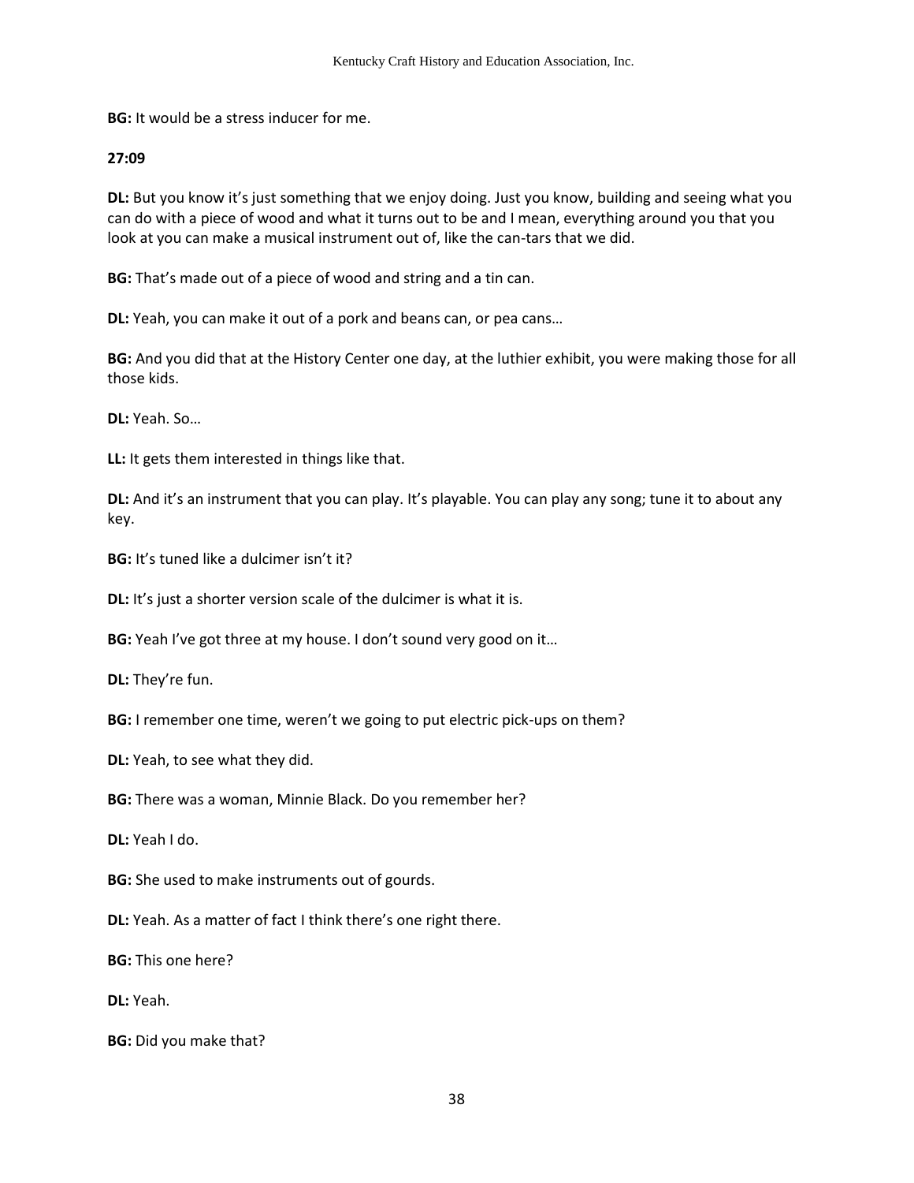**BG:** It would be a stress inducer for me.

**27:09**

**DL:** But you know it's just something that we enjoy doing. Just you know, building and seeing what you can do with a piece of wood and what it turns out to be and I mean, everything around you that you look at you can make a musical instrument out of, like the can-tars that we did.

**BG:** That's made out of a piece of wood and string and a tin can.

**DL:** Yeah, you can make it out of a pork and beans can, or pea cans…

**BG:** And you did that at the History Center one day, at the luthier exhibit, you were making those for all those kids.

**DL:** Yeah. So…

**LL:** It gets them interested in things like that.

**DL:** And it's an instrument that you can play. It's playable. You can play any song; tune it to about any key.

**BG:** It's tuned like a dulcimer isn't it?

**DL:** It's just a shorter version scale of the dulcimer is what it is.

**BG:** Yeah I've got three at my house. I don't sound very good on it…

**DL:** They're fun.

**BG:** I remember one time, weren't we going to put electric pick-ups on them?

**DL:** Yeah, to see what they did.

**BG:** There was a woman, Minnie Black. Do you remember her?

**DL:** Yeah I do.

**BG:** She used to make instruments out of gourds.

**DL:** Yeah. As a matter of fact I think there's one right there.

**BG:** This one here?

**DL:** Yeah.

**BG:** Did you make that?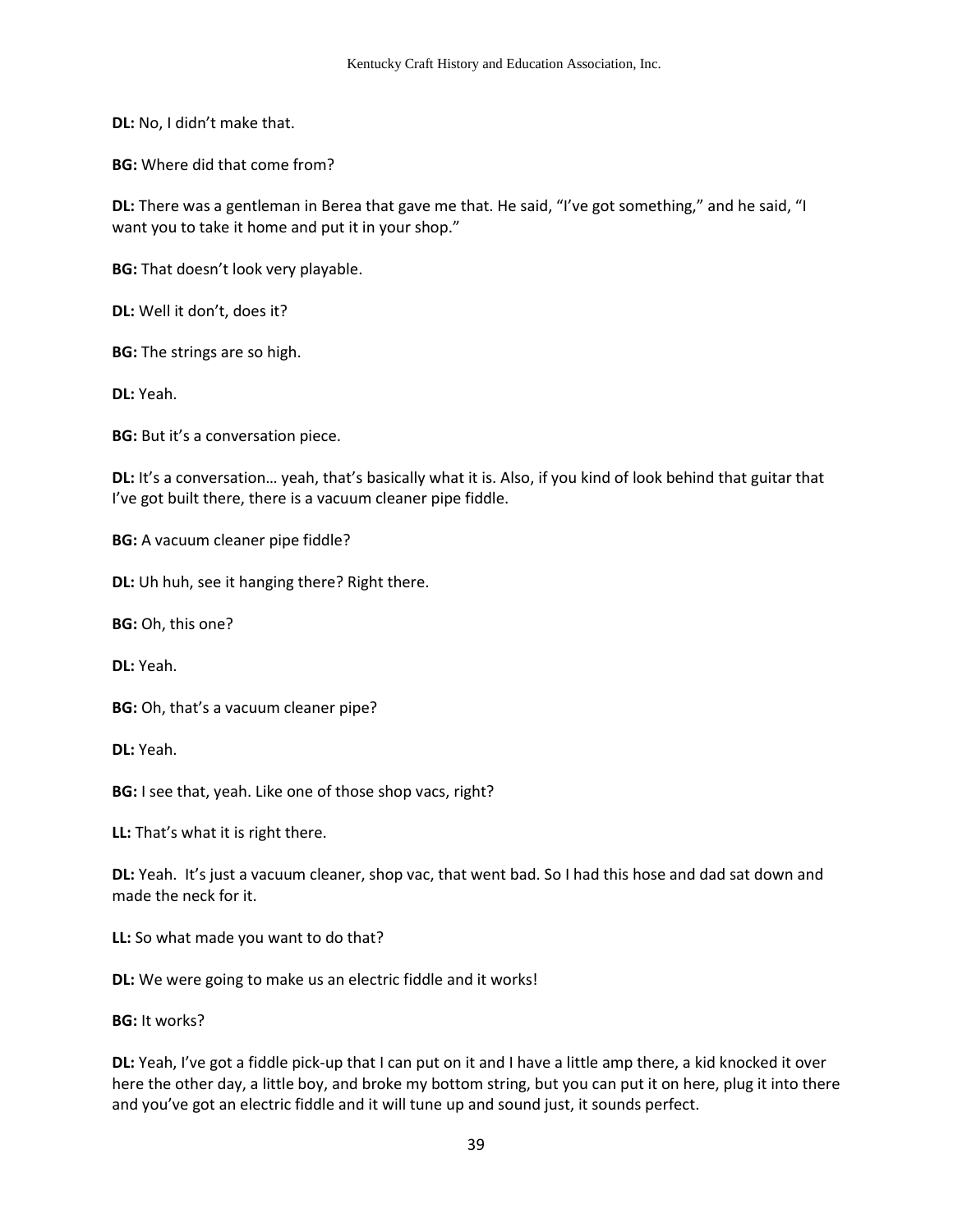**DL:** No, I didn't make that.

**BG:** Where did that come from?

**DL:** There was a gentleman in Berea that gave me that. He said, "I've got something," and he said, "I want you to take it home and put it in your shop."

**BG:** That doesn't look very playable.

**DL:** Well it don't, does it?

**BG:** The strings are so high.

**DL:** Yeah.

**BG:** But it's a conversation piece.

**DL:** It's a conversation… yeah, that's basically what it is. Also, if you kind of look behind that guitar that I've got built there, there is a vacuum cleaner pipe fiddle.

**BG:** A vacuum cleaner pipe fiddle?

**DL:** Uh huh, see it hanging there? Right there.

**BG:** Oh, this one?

**DL:** Yeah.

**BG:** Oh, that's a vacuum cleaner pipe?

**DL:** Yeah.

**BG:** I see that, yeah. Like one of those shop vacs, right?

**LL:** That's what it is right there.

**DL:** Yeah. It's just a vacuum cleaner, shop vac, that went bad. So I had this hose and dad sat down and made the neck for it.

**LL:** So what made you want to do that?

**DL:** We were going to make us an electric fiddle and it works!

**BG:** It works?

**DL:** Yeah, I've got a fiddle pick-up that I can put on it and I have a little amp there, a kid knocked it over here the other day, a little boy, and broke my bottom string, but you can put it on here, plug it into there and you've got an electric fiddle and it will tune up and sound just, it sounds perfect.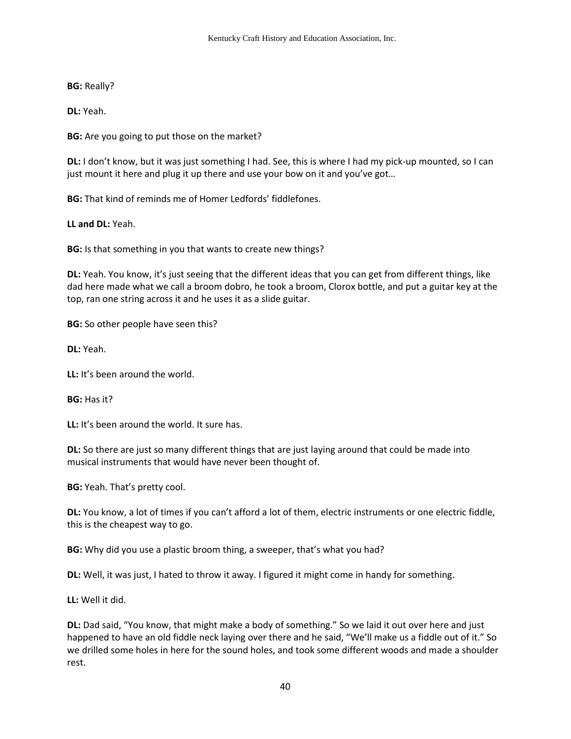**BG:** Really?

**DL:** Yeah.

**BG:** Are you going to put those on the market?

**DL:** I don't know, but it was just something I had. See, this is where I had my pick-up mounted, so I can just mount it here and plug it up there and use your bow on it and you've got…

**BG:** That kind of reminds me of Homer Ledfords' fiddlefones.

**LL and DL:** Yeah.

**BG:** Is that something in you that wants to create new things?

**DL:** Yeah. You know, it's just seeing that the different ideas that you can get from different things, like dad here made what we call a broom dobro, he took a broom, Clorox bottle, and put a guitar key at the top, ran one string across it and he uses it as a slide guitar.

**BG:** So other people have seen this?

**DL:** Yeah.

**LL:** It's been around the world.

**BG:** Has it?

**LL:** It's been around the world. It sure has.

**DL:** So there are just so many different things that are just laying around that could be made into musical instruments that would have never been thought of.

**BG:** Yeah. That's pretty cool.

**DL:** You know, a lot of times if you can't afford a lot of them, electric instruments or one electric fiddle, this is the cheapest way to go.

**BG:** Why did you use a plastic broom thing, a sweeper, that's what you had?

**DL:** Well, it was just, I hated to throw it away. I figured it might come in handy for something.

**LL:** Well it did.

**DL:** Dad said, "You know, that might make a body of something." So we laid it out over here and just happened to have an old fiddle neck laying over there and he said, "We'll make us a fiddle out of it." So we drilled some holes in here for the sound holes, and took some different woods and made a shoulder rest.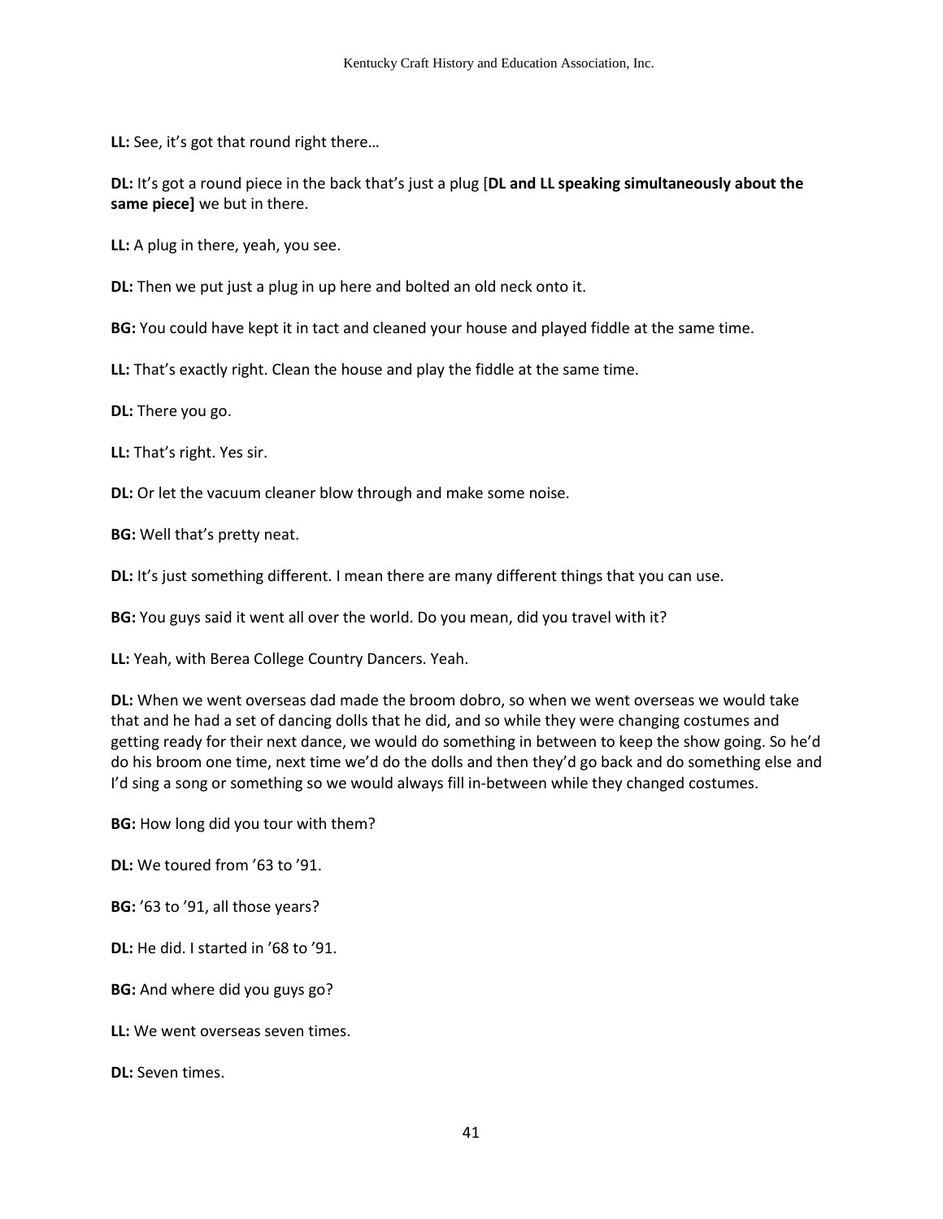**LL:** See, it's got that round right there…

**DL:** It's got a round piece in the back that's just a plug [**DL and LL speaking simultaneously about the same piece]** we but in there.

**LL:** A plug in there, yeah, you see.

**DL:** Then we put just a plug in up here and bolted an old neck onto it.

**BG:** You could have kept it in tact and cleaned your house and played fiddle at the same time.

**LL:** That's exactly right. Clean the house and play the fiddle at the same time.

**DL:** There you go.

**LL:** That's right. Yes sir.

**DL:** Or let the vacuum cleaner blow through and make some noise.

**BG:** Well that's pretty neat.

**DL:** It's just something different. I mean there are many different things that you can use.

**BG:** You guys said it went all over the world. Do you mean, did you travel with it?

**LL:** Yeah, with Berea College Country Dancers. Yeah.

**DL:** When we went overseas dad made the broom dobro, so when we went overseas we would take that and he had a set of dancing dolls that he did, and so while they were changing costumes and getting ready for their next dance, we would do something in between to keep the show going. So he'd do his broom one time, next time we'd do the dolls and then they'd go back and do something else and I'd sing a song or something so we would always fill in-between while they changed costumes.

**BG:** How long did you tour with them?

**DL:** We toured from '63 to '91.

**BG:** '63 to '91, all those years?

**DL:** He did. I started in '68 to '91.

**BG:** And where did you guys go?

**LL:** We went overseas seven times.

**DL:** Seven times.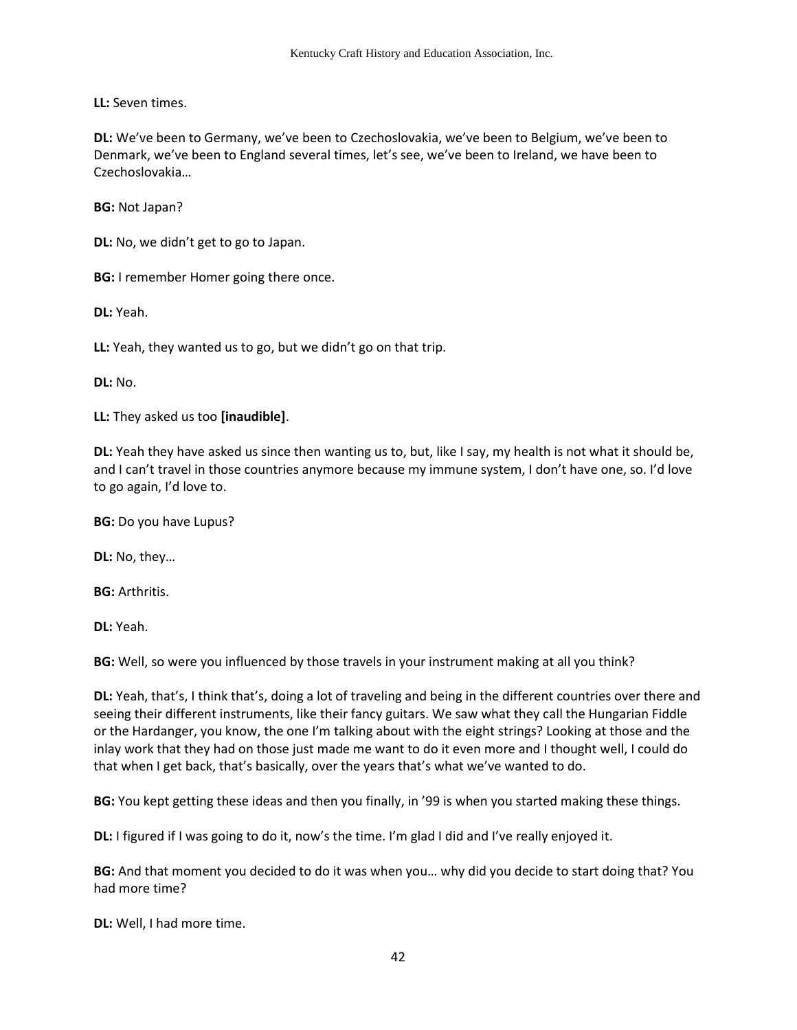**LL:** Seven times.

**DL:** We've been to Germany, we've been to Czechoslovakia, we've been to Belgium, we've been to Denmark, we've been to England several times, let's see, we've been to Ireland, we have been to Czechoslovakia…

**BG:** Not Japan?

**DL:** No, we didn't get to go to Japan.

**BG:** I remember Homer going there once.

**DL:** Yeah.

**LL:** Yeah, they wanted us to go, but we didn't go on that trip.

**DL:** No.

**LL:** They asked us too **[inaudible]**.

**DL:** Yeah they have asked us since then wanting us to, but, like I say, my health is not what it should be, and I can't travel in those countries anymore because my immune system, I don't have one, so. I'd love to go again, I'd love to.

**BG:** Do you have Lupus?

**DL:** No, they…

**BG:** Arthritis.

**DL:** Yeah.

**BG:** Well, so were you influenced by those travels in your instrument making at all you think?

**DL:** Yeah, that's, I think that's, doing a lot of traveling and being in the different countries over there and seeing their different instruments, like their fancy guitars. We saw what they call the Hungarian Fiddle or the Hardanger, you know, the one I'm talking about with the eight strings? Looking at those and the inlay work that they had on those just made me want to do it even more and I thought well, I could do that when I get back, that's basically, over the years that's what we've wanted to do.

**BG:** You kept getting these ideas and then you finally, in '99 is when you started making these things.

**DL:** I figured if I was going to do it, now's the time. I'm glad I did and I've really enjoyed it.

**BG:** And that moment you decided to do it was when you… why did you decide to start doing that? You had more time?

**DL:** Well, I had more time.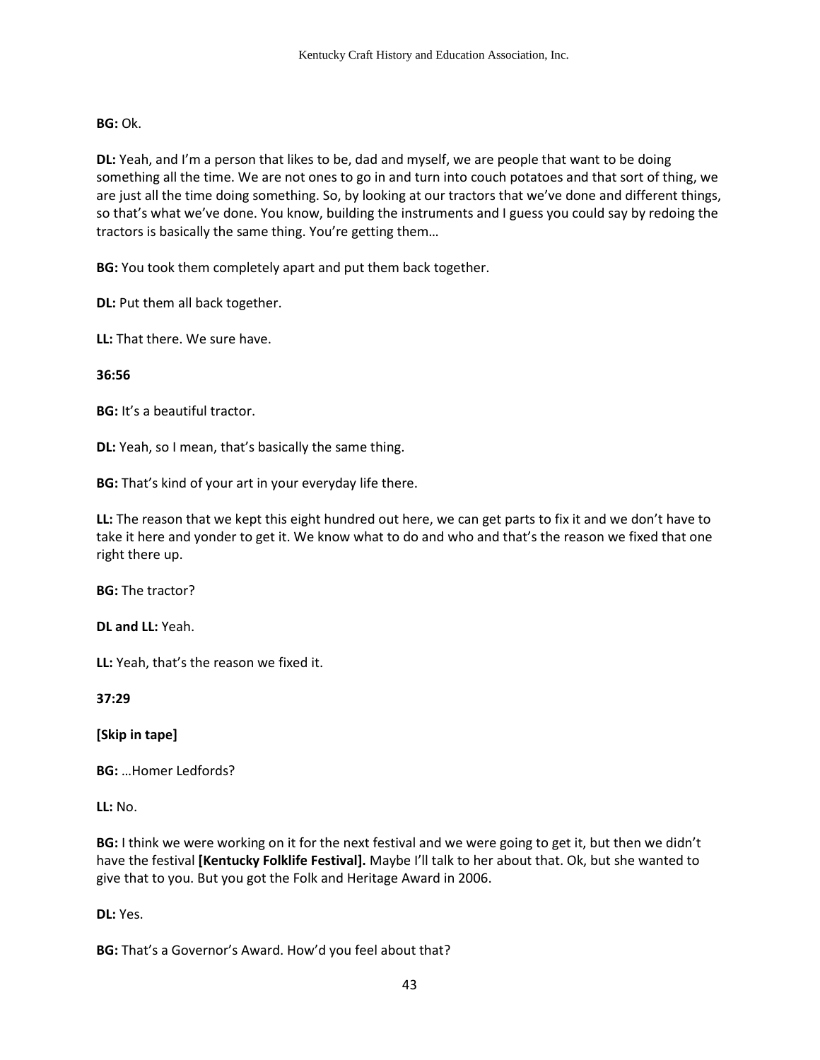**BG:** Ok.

**DL:** Yeah, and I'm a person that likes to be, dad and myself, we are people that want to be doing something all the time. We are not ones to go in and turn into couch potatoes and that sort of thing, we are just all the time doing something. So, by looking at our tractors that we've done and different things, so that's what we've done. You know, building the instruments and I guess you could say by redoing the tractors is basically the same thing. You're getting them…

**BG:** You took them completely apart and put them back together.

**DL:** Put them all back together.

**LL:** That there. We sure have.

**36:56**

**BG:** It's a beautiful tractor.

**DL:** Yeah, so I mean, that's basically the same thing.

**BG:** That's kind of your art in your everyday life there.

**LL:** The reason that we kept this eight hundred out here, we can get parts to fix it and we don't have to take it here and yonder to get it. We know what to do and who and that's the reason we fixed that one right there up.

**BG:** The tractor?

**DL and LL:** Yeah.

**LL:** Yeah, that's the reason we fixed it.

**37:29**

**[Skip in tape]**

**BG:** …Homer Ledfords?

**LL:** No.

**BG:** I think we were working on it for the next festival and we were going to get it, but then we didn't have the festival **[Kentucky Folklife Festival].** Maybe I'll talk to her about that. Ok, but she wanted to give that to you. But you got the Folk and Heritage Award in 2006.

**DL:** Yes.

**BG:** That's a Governor's Award. How'd you feel about that?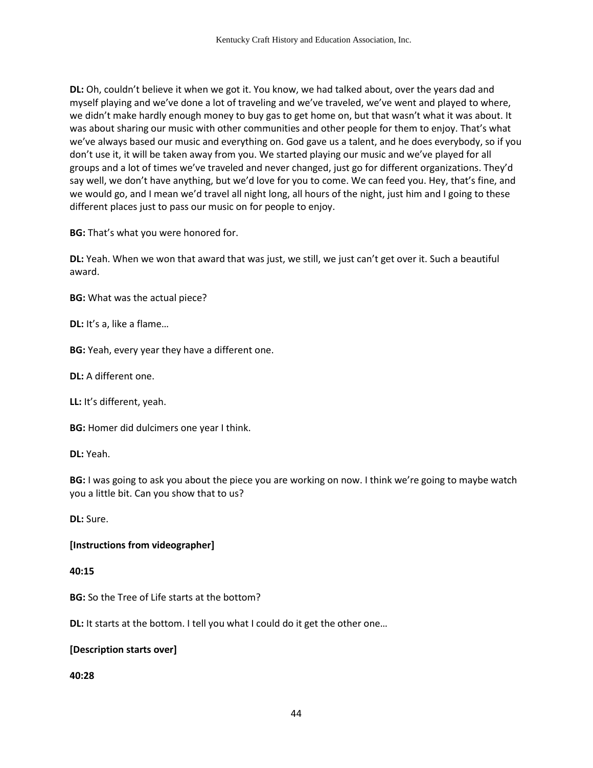**DL:** Oh, couldn't believe it when we got it. You know, we had talked about, over the years dad and myself playing and we've done a lot of traveling and we've traveled, we've went and played to where, we didn't make hardly enough money to buy gas to get home on, but that wasn't what it was about. It was about sharing our music with other communities and other people for them to enjoy. That's what we've always based our music and everything on. God gave us a talent, and he does everybody, so if you don't use it, it will be taken away from you. We started playing our music and we've played for all groups and a lot of times we've traveled and never changed, just go for different organizations. They'd say well, we don't have anything, but we'd love for you to come. We can feed you. Hey, that's fine, and we would go, and I mean we'd travel all night long, all hours of the night, just him and I going to these different places just to pass our music on for people to enjoy.

**BG:** That's what you were honored for.

**DL:** Yeah. When we won that award that was just, we still, we just can't get over it. Such a beautiful award.

**BG:** What was the actual piece?

**DL:** It's a, like a flame…

**BG:** Yeah, every year they have a different one.

**DL:** A different one.

**LL:** It's different, yeah.

**BG:** Homer did dulcimers one year I think.

**DL:** Yeah.

**BG:** I was going to ask you about the piece you are working on now. I think we're going to maybe watch you a little bit. Can you show that to us?

**DL:** Sure.

**[Instructions from videographer]**

**40:15**

**BG:** So the Tree of Life starts at the bottom?

**DL:** It starts at the bottom. I tell you what I could do it get the other one…

**[Description starts over]**

**40:28**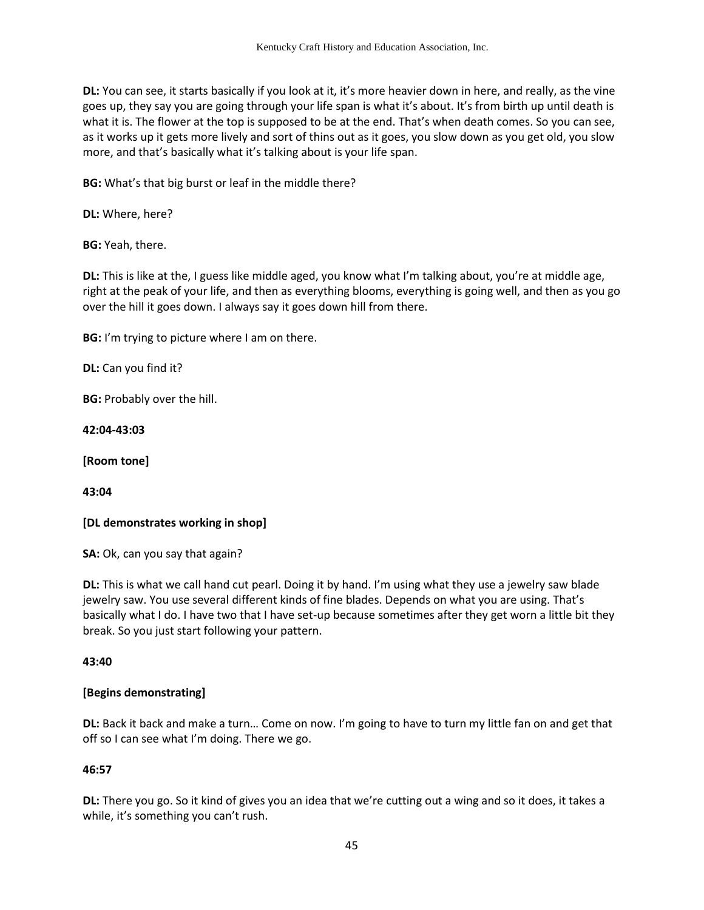**DL:** You can see, it starts basically if you look at it, it's more heavier down in here, and really, as the vine goes up, they say you are going through your life span is what it's about. It's from birth up until death is what it is. The flower at the top is supposed to be at the end. That's when death comes. So you can see, as it works up it gets more lively and sort of thins out as it goes, you slow down as you get old, you slow more, and that's basically what it's talking about is your life span.

**BG:** What's that big burst or leaf in the middle there?

**DL:** Where, here?

**BG:** Yeah, there.

**DL:** This is like at the, I guess like middle aged, you know what I'm talking about, you're at middle age, right at the peak of your life, and then as everything blooms, everything is going well, and then as you go over the hill it goes down. I always say it goes down hill from there.

**BG:** I'm trying to picture where I am on there.

**DL:** Can you find it?

**BG:** Probably over the hill.

**42:04-43:03**

**[Room tone]**

**43:04**

**[DL demonstrates working in shop]**

**SA:** Ok, can you say that again?

**DL:** This is what we call hand cut pearl. Doing it by hand. I'm using what they use a jewelry saw blade jewelry saw. You use several different kinds of fine blades. Depends on what you are using. That's basically what I do. I have two that I have set-up because sometimes after they get worn a little bit they break. So you just start following your pattern.

**43:40**

**[Begins demonstrating]**

**DL:** Back it back and make a turn… Come on now. I'm going to have to turn my little fan on and get that off so I can see what I'm doing. There we go.

**46:57**

**DL:** There you go. So it kind of gives you an idea that we're cutting out a wing and so it does, it takes a while, it's something you can't rush.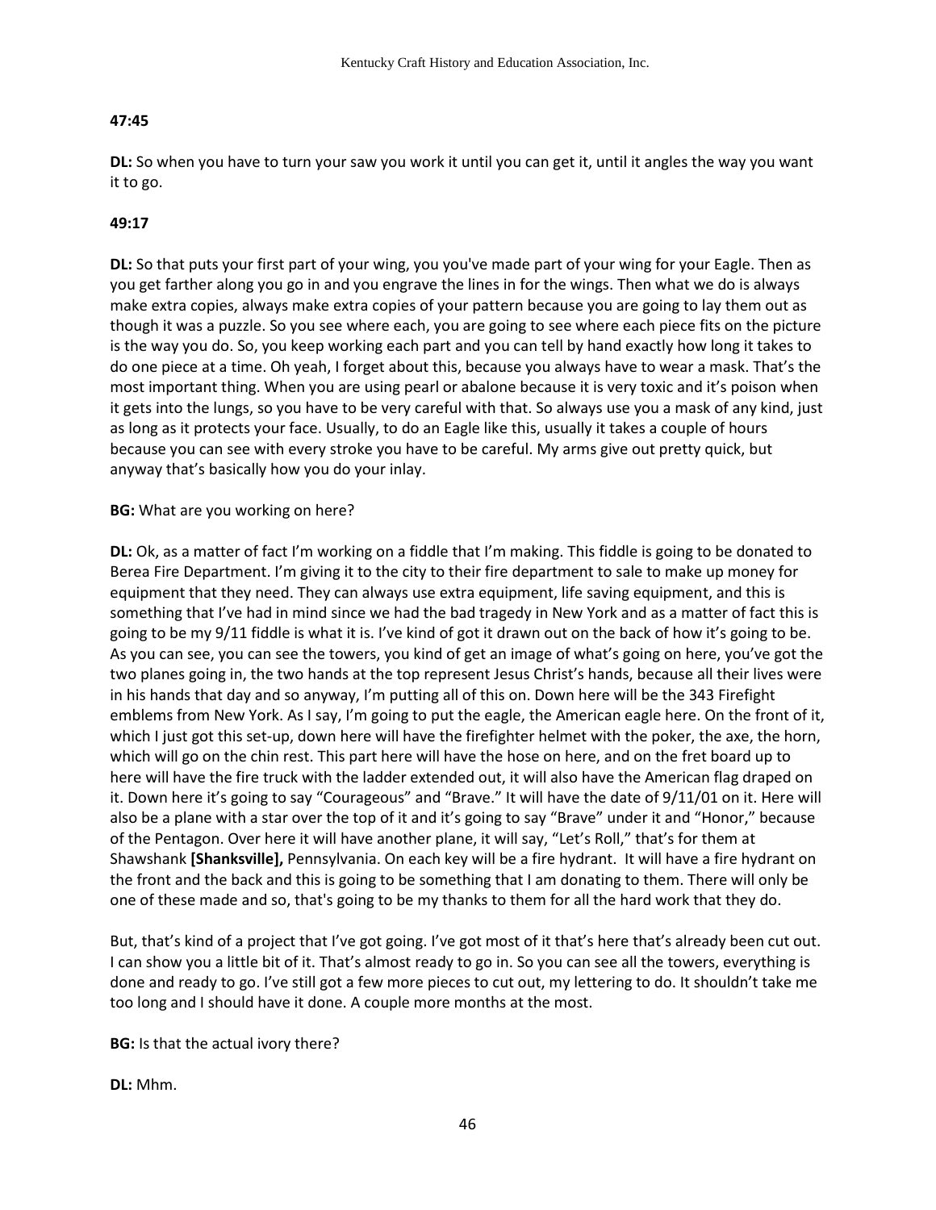**47:45**

**DL:** So when you have to turn your saw you work it until you can get it, until it angles the way you want it to go.

**49:17**

**DL:** So that puts your first part of your wing, you you've made part of your wing for your Eagle. Then as you get farther along you go in and you engrave the lines in for the wings. Then what we do is always make extra copies, always make extra copies of your pattern because you are going to lay them out as though it was a puzzle. So you see where each, you are going to see where each piece fits on the picture is the way you do. So, you keep working each part and you can tell by hand exactly how long it takes to do one piece at a time. Oh yeah, I forget about this, because you always have to wear a mask. That's the most important thing. When you are using pearl or abalone because it is very toxic and it's poison when it gets into the lungs, so you have to be very careful with that. So always use you a mask of any kind, just as long as it protects your face. Usually, to do an Eagle like this, usually it takes a couple of hours because you can see with every stroke you have to be careful. My arms give out pretty quick, but anyway that's basically how you do your inlay.

**BG:** What are you working on here?

**DL:** Ok, as a matter of fact I'm working on a fiddle that I'm making. This fiddle is going to be donated to Berea Fire Department. I'm giving it to the city to their fire department to sale to make up money for equipment that they need. They can always use extra equipment, life saving equipment, and this is something that I've had in mind since we had the bad tragedy in New York and as a matter of fact this is going to be my 9/11 fiddle is what it is. I've kind of got it drawn out on the back of how it's going to be. As you can see, you can see the towers, you kind of get an image of what's going on here, you've got the two planes going in, the two hands at the top represent Jesus Christ's hands, because all their lives were in his hands that day and so anyway, I'm putting all of this on. Down here will be the 343 Firefight emblems from New York. As I say, I'm going to put the eagle, the American eagle here. On the front of it, which I just got this set-up, down here will have the firefighter helmet with the poker, the axe, the horn, which will go on the chin rest. This part here will have the hose on here, and on the fret board up to here will have the fire truck with the ladder extended out, it will also have the American flag draped on it. Down here it's going to say "Courageous" and "Brave." It will have the date of 9/11/01 on it. Here will also be a plane with a star over the top of it and it's going to say "Brave" under it and "Honor," because of the Pentagon. Over here it will have another plane, it will say, "Let's Roll," that's for them at Shawshank **[Shanksville],** Pennsylvania. On each key will be a fire hydrant. It will have a fire hydrant on the front and the back and this is going to be something that I am donating to them. There will only be one of these made and so, that's going to be my thanks to them for all the hard work that they do.

But, that's kind of a project that I've got going. I've got most of it that's here that's already been cut out. I can show you a little bit of it. That's almost ready to go in. So you can see all the towers, everything is done and ready to go. I've still got a few more pieces to cut out, my lettering to do. It shouldn't take me too long and I should have it done. A couple more months at the most.

**BG:** Is that the actual ivory there?

**DL:** Mhm.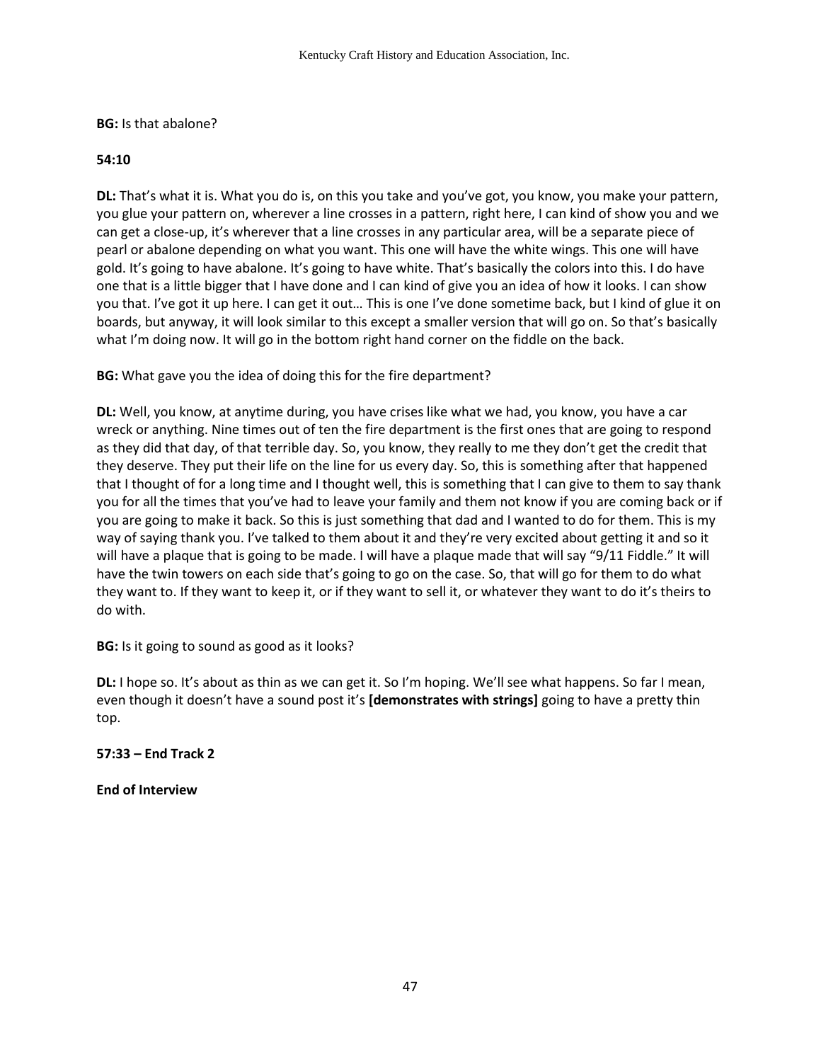**BG:** Is that abalone?

**54:10**

**DL:** That's what it is. What you do is, on this you take and you've got, you know, you make your pattern, you glue your pattern on, wherever a line crosses in a pattern, right here, I can kind of show you and we can get a close-up, it's wherever that a line crosses in any particular area, will be a separate piece of pearl or abalone depending on what you want. This one will have the white wings. This one will have gold. It's going to have abalone. It's going to have white. That's basically the colors into this. I do have one that is a little bigger that I have done and I can kind of give you an idea of how it looks. I can show you that. I've got it up here. I can get it out… This is one I've done sometime back, but I kind of glue it on boards, but anyway, it will look similar to this except a smaller version that will go on. So that's basically what I'm doing now. It will go in the bottom right hand corner on the fiddle on the back.

**BG:** What gave you the idea of doing this for the fire department?

**DL:** Well, you know, at anytime during, you have crises like what we had, you know, you have a car wreck or anything. Nine times out of ten the fire department is the first ones that are going to respond as they did that day, of that terrible day. So, you know, they really to me they don't get the credit that they deserve. They put their life on the line for us every day. So, this is something after that happened that I thought of for a long time and I thought well, this is something that I can give to them to say thank you for all the times that you've had to leave your family and them not know if you are coming back or if you are going to make it back. So this is just something that dad and I wanted to do for them. This is my way of saying thank you. I've talked to them about it and they're very excited about getting it and so it will have a plaque that is going to be made. I will have a plaque made that will say "9/11 Fiddle." It will have the twin towers on each side that's going to go on the case. So, that will go for them to do what they want to. If they want to keep it, or if they want to sell it, or whatever they want to do it's theirs to do with.

**BG:** Is it going to sound as good as it looks?

**DL:** I hope so. It's about as thin as we can get it. So I'm hoping. We'll see what happens. So far I mean, even though it doesn't have a sound post it's **[demonstrates with strings]** going to have a pretty thin top.

**57:33 – End Track 2**

**End of Interview**